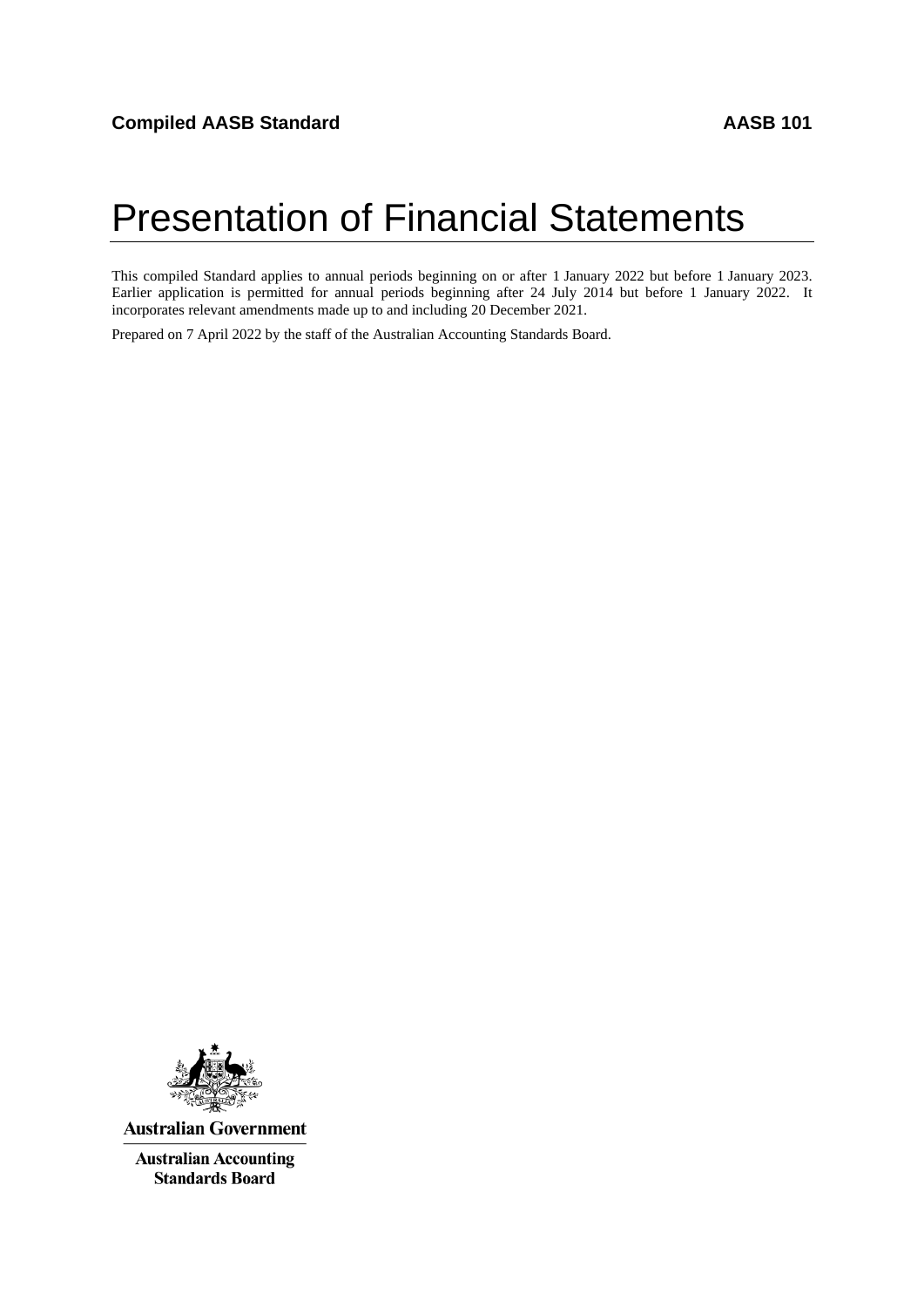**Compiled AASB Standard** **AASB 101**

# Presentation of Financial Statements

This compiled Standard applies to annual periods beginning on or after 1 January 2022 but before 1 January 2023. Earlier application is permitted for annual periods beginning after 24 July 2014 but before 1 January 2022. It incorporates relevant amendments made up to and including 20 December 2021.

Prepared on 7 April 2022 by the staff of the Australian Accounting Standards Board.

**Australian Government**

**Australian Accounting Standards Board**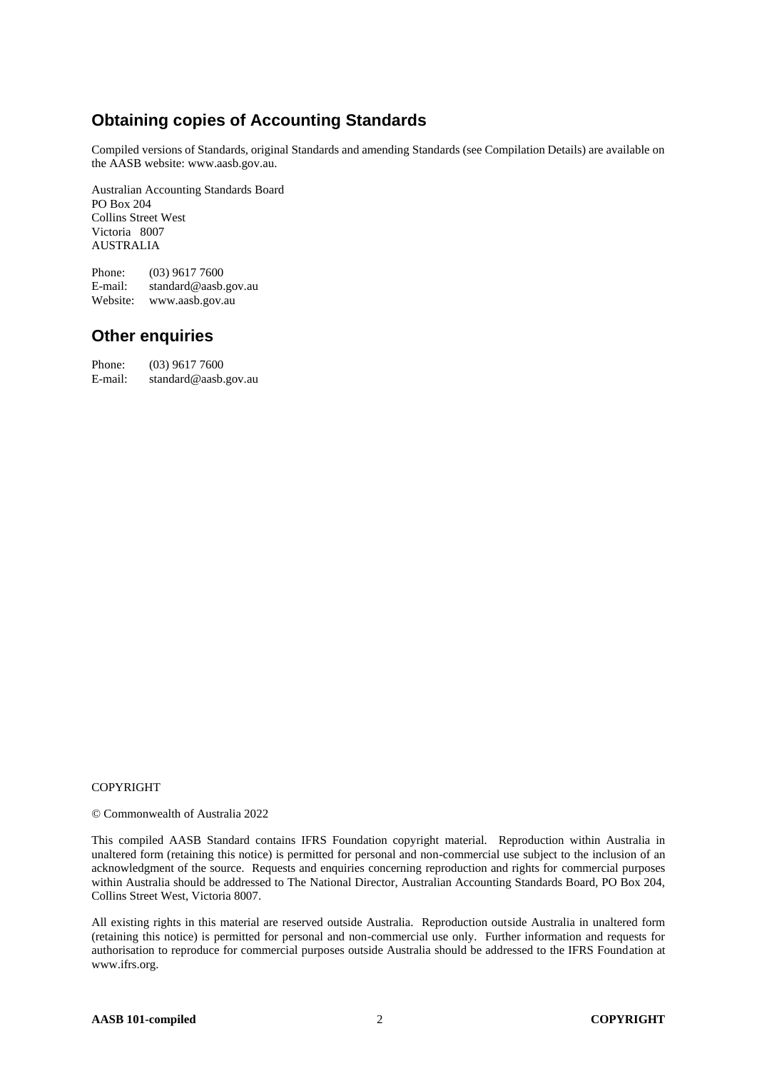## Obtaining copies of Accounting Standards

Compiled versions of Standards, original Standards and amending Standards (see Compilation Details) are available on the AASB website: www.aasb.gov.au.

Australian Accounting Standards Board
PO Box 204
Collins Street West
Victoria 8007
AUSTRALIA

Phone: (03) 9617 7600
E-mail: standard@aasb.gov.au
Website: www.aasb.gov.au

## Other enquiries

Phone: (03) 9617 7600
E-mail: standard@aasb.gov.au

COPYRIGHT

© Commonwealth of Australia 2022

This compiled AASB Standard contains IFRS Foundation copyright material. Reproduction within Australia in unaltered form (retaining this notice) is permitted for personal and non-commercial use subject to the inclusion of an acknowledgment of the source. Requests and enquiries concerning reproduction and rights for commercial purposes within Australia should be addressed to The National Director, Australian Accounting Standards Board, PO Box 204, Collins Street West, Victoria 8007.

All existing rights in this material are reserved outside Australia. Reproduction outside Australia in unaltered form (retaining this notice) is permitted for personal and non-commercial use only. Further information and requests for authorisation to reproduce for commercial purposes outside Australia should be addressed to the IFRS Foundation at www.ifrs.org.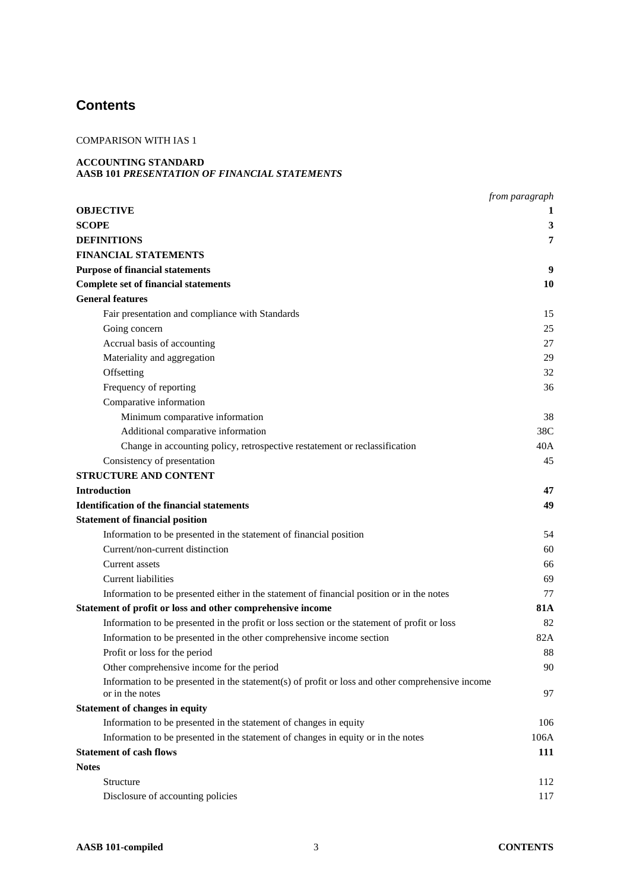# Contents

COMPARISON WITH IAS 1

**ACCOUNTING STANDARD**
**AASB 101 *PRESENTATION OF FINANCIAL STATEMENTS***

| | *from paragraph* |
|---|---|
| **OBJECTIVE** | **1** |
| **SCOPE** | **3** |
| **DEFINITIONS** | **7** |
| **FINANCIAL STATEMENTS** | |
| **Purpose of financial statements** | **9** |
| **Complete set of financial statements** | **10** |
| **General features** | |
| Fair presentation and compliance with Standards | 15 |
| Going concern | 25 |
| Accrual basis of accounting | 27 |
| Materiality and aggregation | 29 |
| Offsetting | 32 |
| Frequency of reporting | 36 |
| Comparative information | |
| Minimum comparative information | 38 |
| Additional comparative information | 38C |
| Change in accounting policy, retrospective restatement or reclassification | 40A |
| Consistency of presentation | 45 |
| **STRUCTURE AND CONTENT** | |
| **Introduction** | **47** |
| **Identification of the financial statements** | **49** |
| **Statement of financial position** | |
| Information to be presented in the statement of financial position | 54 |
| Current/non-current distinction | 60 |
| Current assets | 66 |
| Current liabilities | 69 |
| Information to be presented either in the statement of financial position or in the notes | 77 |
| **Statement of profit or loss and other comprehensive income** | **81A** |
| Information to be presented in the profit or loss section or the statement of profit or loss | 82 |
| Information to be presented in the other comprehensive income section | 82A |
| Profit or loss for the period | 88 |
| Other comprehensive income for the period | 90 |
| Information to be presented in the statement(s) of profit or loss and other comprehensive income or in the notes | 97 |
| **Statement of changes in equity** | |
| Information to be presented in the statement of changes in equity | 106 |
| Information to be presented in the statement of changes in equity or in the notes | 106A |
| **Statement of cash flows** | **111** |
| **Notes** | |
| Structure | 112 |
| Disclosure of accounting policies | 117 |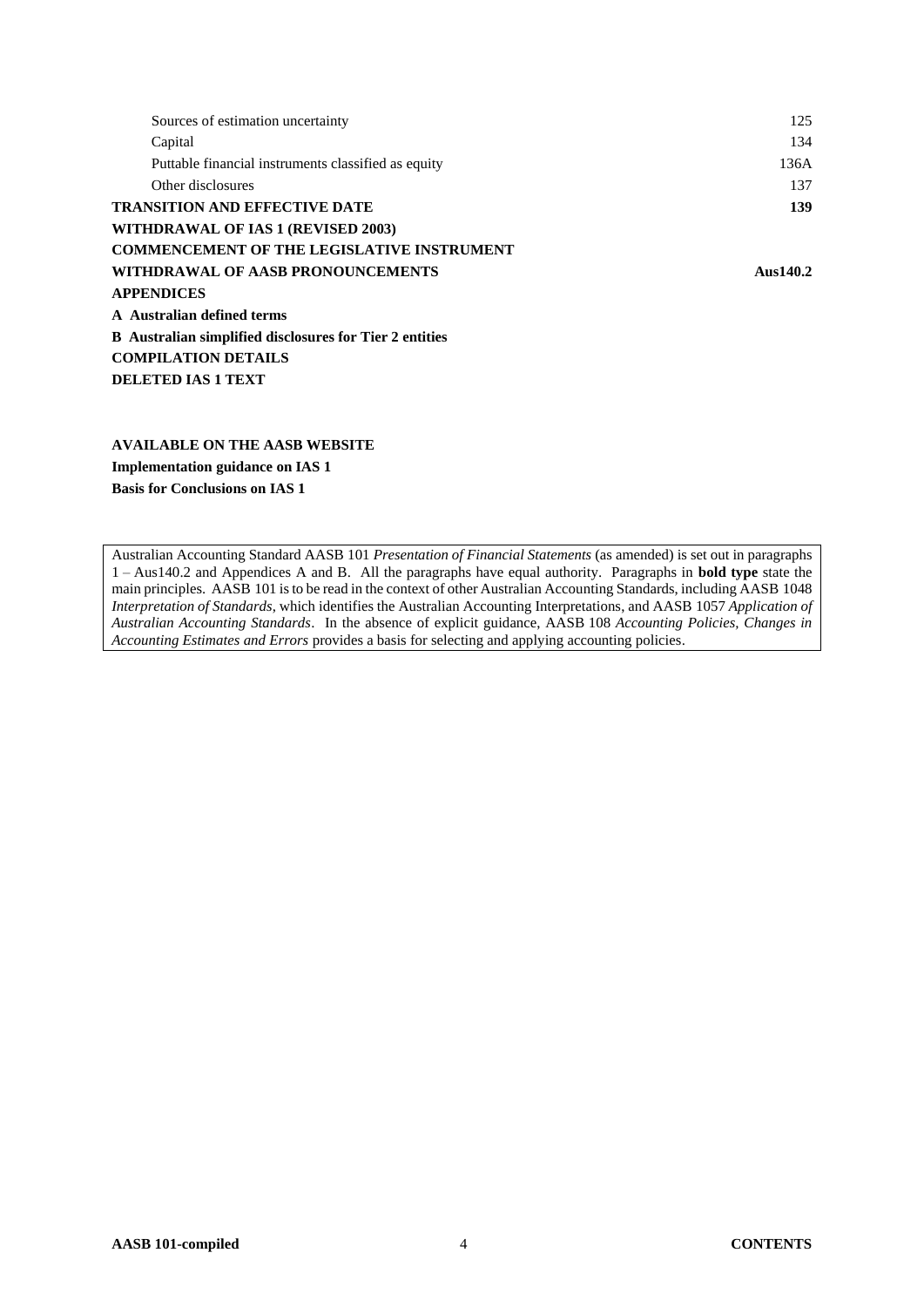| | |
|---|---|
| Sources of estimation uncertainty | 125 |
| Capital | 134 |
| Puttable financial instruments classified as equity | 136A |
| Other disclosures | 137 |
| **TRANSITION AND EFFECTIVE DATE** | **139** |
| **WITHDRAWAL OF IAS 1 (REVISED 2003)** | |
| **COMMENCEMENT OF THE LEGISLATIVE INSTRUMENT** | |
| **WITHDRAWAL OF AASB PRONOUNCEMENTS** | **Aus140.2** |
| **APPENDICES** | |
| **A Australian defined terms** | |
| **B Australian simplified disclosures for Tier 2 entities** | |
| **COMPILATION DETAILS** | |
| **DELETED IAS 1 TEXT** | |

**AVAILABLE ON THE AASB WEBSITE**

**Implementation guidance on IAS 1**

**Basis for Conclusions on IAS 1**

Australian Accounting Standard AASB 101 *Presentation of Financial Statements* (as amended) is set out in paragraphs 1 – Aus140.2 and Appendices A and B. All the paragraphs have equal authority. Paragraphs in **bold type** state the main principles. AASB 101 is to be read in the context of other Australian Accounting Standards, including AASB 1048 *Interpretation of Standards*, which identifies the Australian Accounting Interpretations, and AASB 1057 *Application of Australian Accounting Standards*. In the absence of explicit guidance, AASB 108 *Accounting Policies, Changes in Accounting Estimates and Errors* provides a basis for selecting and applying accounting policies.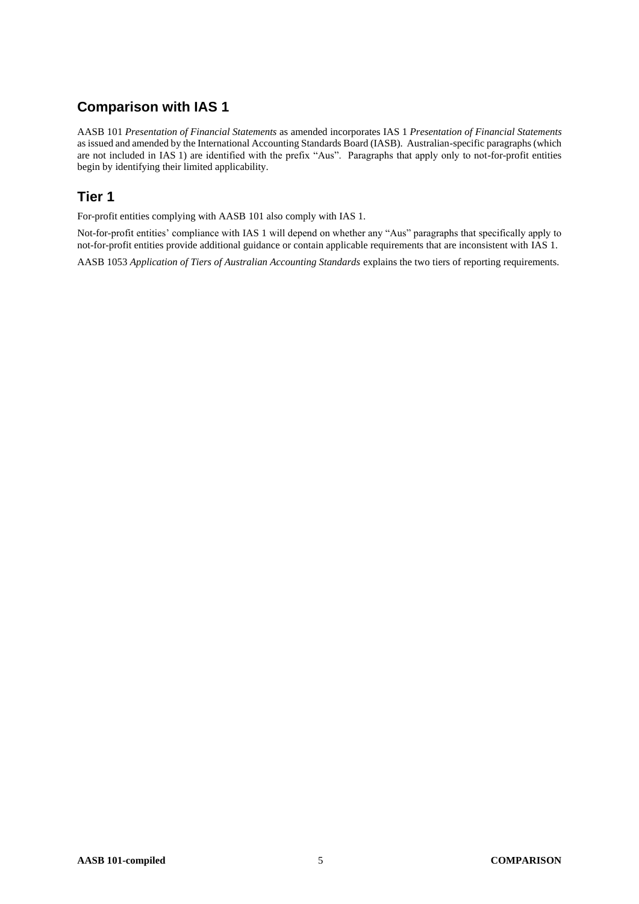## Comparison with IAS 1

AASB 101 *Presentation of Financial Statements* as amended incorporates IAS 1 *Presentation of Financial Statements* as issued and amended by the International Accounting Standards Board (IASB). Australian-specific paragraphs (which are not included in IAS 1) are identified with the prefix "Aus". Paragraphs that apply only to not-for-profit entities begin by identifying their limited applicability.

## Tier 1

For-profit entities complying with AASB 101 also comply with IAS 1.

Not-for-profit entities' compliance with IAS 1 will depend on whether any "Aus" paragraphs that specifically apply to not-for-profit entities provide additional guidance or contain applicable requirements that are inconsistent with IAS 1.

AASB 1053 *Application of Tiers of Australian Accounting Standards* explains the two tiers of reporting requirements.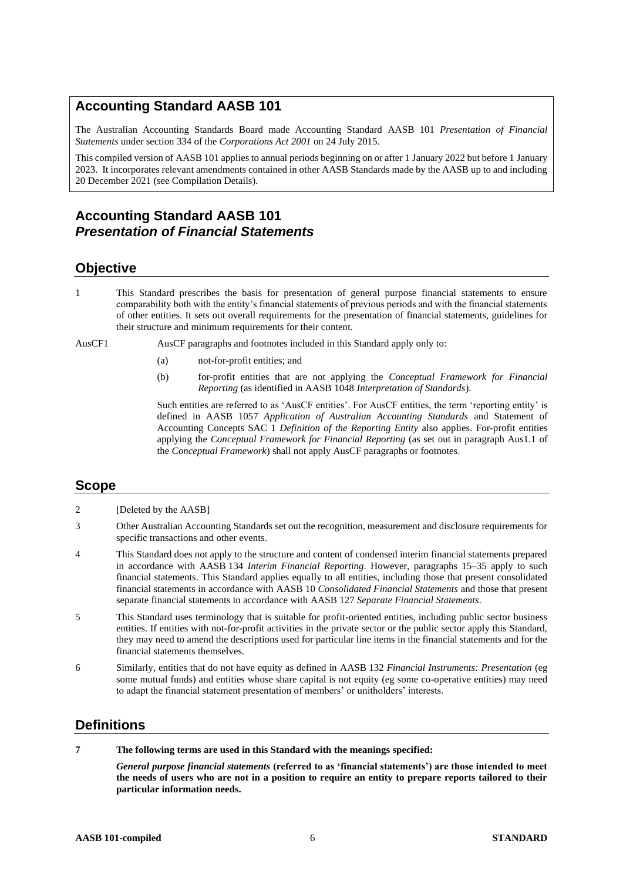## Accounting Standard AASB 101

The Australian Accounting Standards Board made Accounting Standard AASB 101 *Presentation of Financial Statements* under section 334 of the *Corporations Act 2001* on 24 July 2015.

This compiled version of AASB 101 applies to annual periods beginning on or after 1 January 2022 but before 1 January 2023. It incorporates relevant amendments contained in other AASB Standards made by the AASB up to and including 20 December 2021 (see Compilation Details).

# Accounting Standard AASB 101
# *Presentation of Financial Statements*

## Objective

1 This Standard prescribes the basis for presentation of general purpose financial statements to ensure comparability both with the entity's financial statements of previous periods and with the financial statements of other entities. It sets out overall requirements for the presentation of financial statements, guidelines for their structure and minimum requirements for their content.

AusCF1 AusCF paragraphs and footnotes included in this Standard apply only to:

(a) not-for-profit entities; and

(b) for-profit entities that are not applying the *Conceptual Framework for Financial Reporting* (as identified in AASB 1048 *Interpretation of Standards*).

Such entities are referred to as 'AusCF entities'. For AusCF entities, the term 'reporting entity' is defined in AASB 1057 *Application of Australian Accounting Standards* and Statement of Accounting Concepts SAC 1 *Definition of the Reporting Entity* also applies. For-profit entities applying the *Conceptual Framework for Financial Reporting* (as set out in paragraph Aus1.1 of the *Conceptual Framework*) shall not apply AusCF paragraphs or footnotes.

## Scope

2 [Deleted by the AASB]

3 Other Australian Accounting Standards set out the recognition, measurement and disclosure requirements for specific transactions and other events.

4 This Standard does not apply to the structure and content of condensed interim financial statements prepared in accordance with AASB 134 *Interim Financial Reporting*. However, paragraphs 15–35 apply to such financial statements. This Standard applies equally to all entities, including those that present consolidated financial statements in accordance with AASB 10 *Consolidated Financial Statements* and those that present separate financial statements in accordance with AASB 127 *Separate Financial Statements*.

5 This Standard uses terminology that is suitable for profit-oriented entities, including public sector business entities. If entities with not-for-profit activities in the private sector or the public sector apply this Standard, they may need to amend the descriptions used for particular line items in the financial statements and for the financial statements themselves.

6 Similarly, entities that do not have equity as defined in AASB 132 *Financial Instruments: Presentation* (eg some mutual funds) and entities whose share capital is not equity (eg some co-operative entities) may need to adapt the financial statement presentation of members' or unitholders' interests.

## Definitions

**7 The following terms are used in this Standard with the meanings specified:**

***General purpose financial statements*** **(referred to as 'financial statements') are those intended to meet the needs of users who are not in a position to require an entity to prepare reports tailored to their particular information needs.**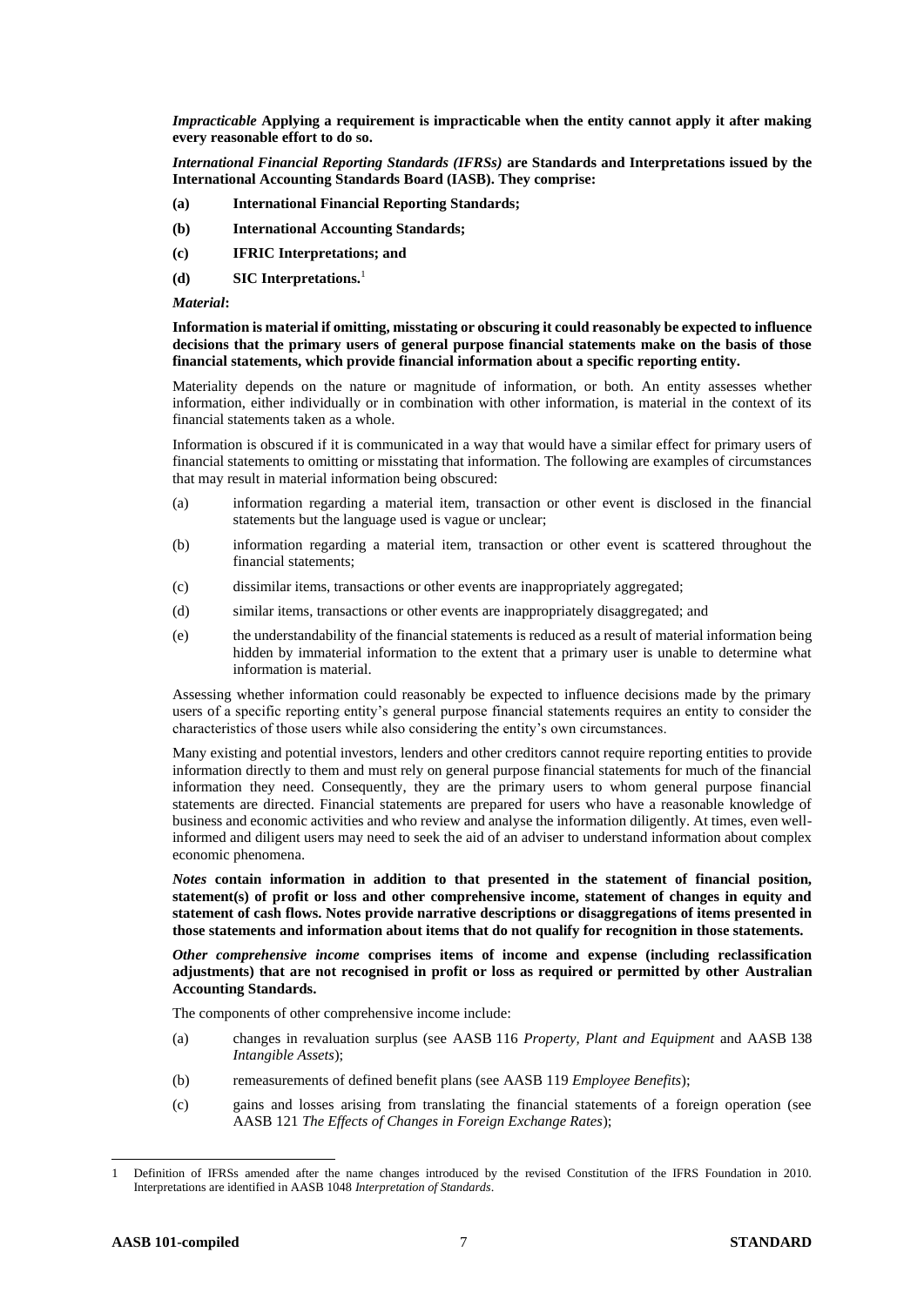***Impracticable*** **Applying a requirement is impracticable when the entity cannot apply it after making every reasonable effort to do so.**

***International Financial Reporting Standards (IFRSs)*** **are Standards and Interpretations issued by the International Accounting Standards Board (IASB). They comprise:**

**(a) International Financial Reporting Standards;**

**(b) International Accounting Standards;**

**(c) IFRIC Interpretations; and**

**(d) SIC Interpretations.**[1]

***Material*:**

**Information is material if omitting, misstating or obscuring it could reasonably be expected to influence decisions that the primary users of general purpose financial statements make on the basis of those financial statements, which provide financial information about a specific reporting entity.**

Materiality depends on the nature or magnitude of information, or both. An entity assesses whether information, either individually or in combination with other information, is material in the context of its financial statements taken as a whole.

Information is obscured if it is communicated in a way that would have a similar effect for primary users of financial statements to omitting or misstating that information. The following are examples of circumstances that may result in material information being obscured:

(a) information regarding a material item, transaction or other event is disclosed in the financial statements but the language used is vague or unclear;

(b) information regarding a material item, transaction or other event is scattered throughout the financial statements;

(c) dissimilar items, transactions or other events are inappropriately aggregated;

(d) similar items, transactions or other events are inappropriately disaggregated; and

(e) the understandability of the financial statements is reduced as a result of material information being hidden by immaterial information to the extent that a primary user is unable to determine what information is material.

Assessing whether information could reasonably be expected to influence decisions made by the primary users of a specific reporting entity's general purpose financial statements requires an entity to consider the characteristics of those users while also considering the entity's own circumstances.

Many existing and potential investors, lenders and other creditors cannot require reporting entities to provide information directly to them and must rely on general purpose financial statements for much of the financial information they need. Consequently, they are the primary users to whom general purpose financial statements are directed. Financial statements are prepared for users who have a reasonable knowledge of business and economic activities and who review and analyse the information diligently. At times, even well-informed and diligent users may need to seek the aid of an adviser to understand information about complex economic phenomena.

***Notes*** **contain information in addition to that presented in the statement of financial position, statement(s) of profit or loss and other comprehensive income, statement of changes in equity and statement of cash flows. Notes provide narrative descriptions or disaggregations of items presented in those statements and information about items that do not qualify for recognition in those statements.**

***Other comprehensive income*** **comprises items of income and expense (including reclassification adjustments) that are not recognised in profit or loss as required or permitted by other Australian Accounting Standards.**

The components of other comprehensive income include:

(a) changes in revaluation surplus (see AASB 116 *Property, Plant and Equipment* and AASB 138 *Intangible Assets*);

(b) remeasurements of defined benefit plans (see AASB 119 *Employee Benefits*);

(c) gains and losses arising from translating the financial statements of a foreign operation (see AASB 121 *The Effects of Changes in Foreign Exchange Rates*);

---

[1] Definition of IFRSs amended after the name changes introduced by the revised Constitution of the IFRS Foundation in 2010. Interpretations are identified in AASB 1048 *Interpretation of Standards*.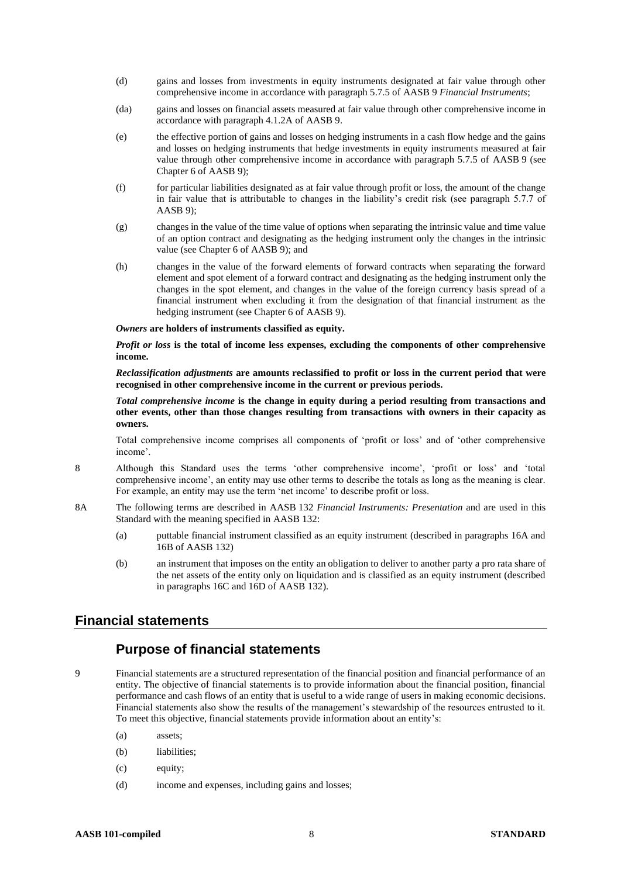(d) gains and losses from investments in equity instruments designated at fair value through other comprehensive income in accordance with paragraph 5.7.5 of AASB 9 *Financial Instruments*;

(da) gains and losses on financial assets measured at fair value through other comprehensive income in accordance with paragraph 4.1.2A of AASB 9.

(e) the effective portion of gains and losses on hedging instruments in a cash flow hedge and the gains and losses on hedging instruments that hedge investments in equity instruments measured at fair value through other comprehensive income in accordance with paragraph 5.7.5 of AASB 9 (see Chapter 6 of AASB 9);

(f) for particular liabilities designated as at fair value through profit or loss, the amount of the change in fair value that is attributable to changes in the liability's credit risk (see paragraph 5.7.7 of AASB 9);

(g) changes in the value of the time value of options when separating the intrinsic value and time value of an option contract and designating as the hedging instrument only the changes in the intrinsic value (see Chapter 6 of AASB 9); and

(h) changes in the value of the forward elements of forward contracts when separating the forward element and spot element of a forward contract and designating as the hedging instrument only the changes in the spot element, and changes in the value of the foreign currency basis spread of a financial instrument when excluding it from the designation of that financial instrument as the hedging instrument (see Chapter 6 of AASB 9).

***Owners*** **are holders of instruments classified as equity.**

***Profit or loss*** **is the total of income less expenses, excluding the components of other comprehensive income.**

***Reclassification adjustments*** **are amounts reclassified to profit or loss in the current period that were recognised in other comprehensive income in the current or previous periods.**

***Total comprehensive income*** **is the change in equity during a period resulting from transactions and other events, other than those changes resulting from transactions with owners in their capacity as owners.**

Total comprehensive income comprises all components of 'profit or loss' and of 'other comprehensive income'.

8 Although this Standard uses the terms 'other comprehensive income', 'profit or loss' and 'total comprehensive income', an entity may use other terms to describe the totals as long as the meaning is clear. For example, an entity may use the term 'net income' to describe profit or loss.

8A The following terms are described in AASB 132 *Financial Instruments: Presentation* and are used in this Standard with the meaning specified in AASB 132:

(a) puttable financial instrument classified as an equity instrument (described in paragraphs 16A and 16B of AASB 132)

(b) an instrument that imposes on the entity an obligation to deliver to another party a pro rata share of the net assets of the entity only on liquidation and is classified as an equity instrument (described in paragraphs 16C and 16D of AASB 132).

## Financial statements

### Purpose of financial statements

9 Financial statements are a structured representation of the financial position and financial performance of an entity. The objective of financial statements is to provide information about the financial position, financial performance and cash flows of an entity that is useful to a wide range of users in making economic decisions. Financial statements also show the results of the management's stewardship of the resources entrusted to it. To meet this objective, financial statements provide information about an entity's:

(a) assets;

(b) liabilities;

(c) equity;

(d) income and expenses, including gains and losses;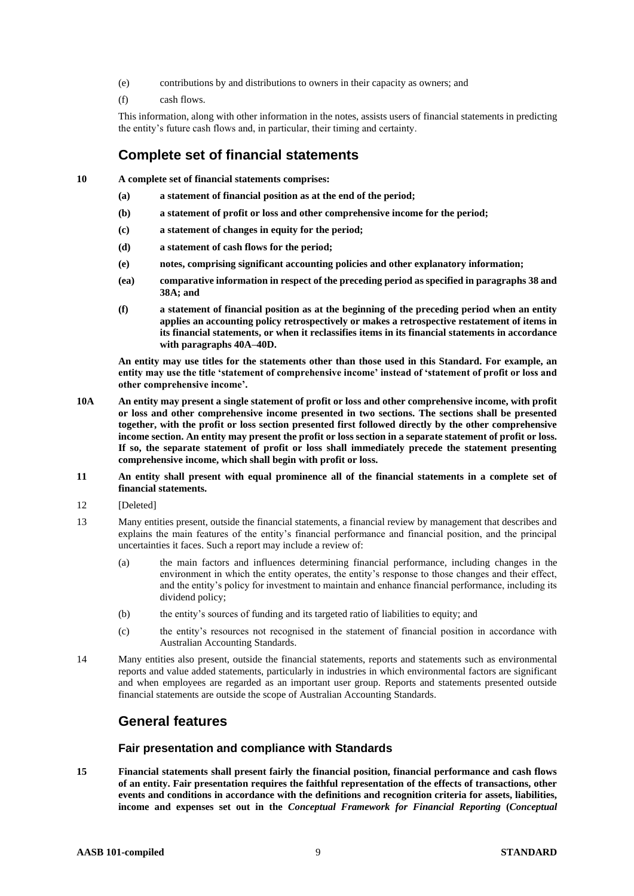(e) contributions by and distributions to owners in their capacity as owners; and

(f) cash flows.

This information, along with other information in the notes, assists users of financial statements in predicting the entity's future cash flows and, in particular, their timing and certainty.

## Complete set of financial statements

**10 A complete set of financial statements comprises:**

**(a) a statement of financial position as at the end of the period;**

**(b) a statement of profit or loss and other comprehensive income for the period;**

**(c) a statement of changes in equity for the period;**

**(d) a statement of cash flows for the period;**

**(e) notes, comprising significant accounting policies and other explanatory information;**

**(ea) comparative information in respect of the preceding period as specified in paragraphs 38 and 38A; and**

**(f) a statement of financial position as at the beginning of the preceding period when an entity applies an accounting policy retrospectively or makes a retrospective restatement of items in its financial statements, or when it reclassifies items in its financial statements in accordance with paragraphs 40A–40D.**

**An entity may use titles for the statements other than those used in this Standard. For example, an entity may use the title 'statement of comprehensive income' instead of 'statement of profit or loss and other comprehensive income'.**

**10A An entity may present a single statement of profit or loss and other comprehensive income, with profit or loss and other comprehensive income presented in two sections. The sections shall be presented together, with the profit or loss section presented first followed directly by the other comprehensive income section. An entity may present the profit or loss section in a separate statement of profit or loss. If so, the separate statement of profit or loss shall immediately precede the statement presenting comprehensive income, which shall begin with profit or loss.**

**11 An entity shall present with equal prominence all of the financial statements in a complete set of financial statements.**

12 [Deleted]

13 Many entities present, outside the financial statements, a financial review by management that describes and explains the main features of the entity's financial performance and financial position, and the principal uncertainties it faces. Such a report may include a review of:

(a) the main factors and influences determining financial performance, including changes in the environment in which the entity operates, the entity's response to those changes and their effect, and the entity's policy for investment to maintain and enhance financial performance, including its dividend policy;

(b) the entity's sources of funding and its targeted ratio of liabilities to equity; and

(c) the entity's resources not recognised in the statement of financial position in accordance with Australian Accounting Standards.

14 Many entities also present, outside the financial statements, reports and statements such as environmental reports and value added statements, particularly in industries in which environmental factors are significant and when employees are regarded as an important user group. Reports and statements presented outside financial statements are outside the scope of Australian Accounting Standards.

## General features

### Fair presentation and compliance with Standards

**15 Financial statements shall present fairly the financial position, financial performance and cash flows of an entity. Fair presentation requires the faithful representation of the effects of transactions, other events and conditions in accordance with the definitions and recognition criteria for assets, liabilities, income and expenses set out in the *Conceptual Framework for Financial Reporting* (*Conceptual***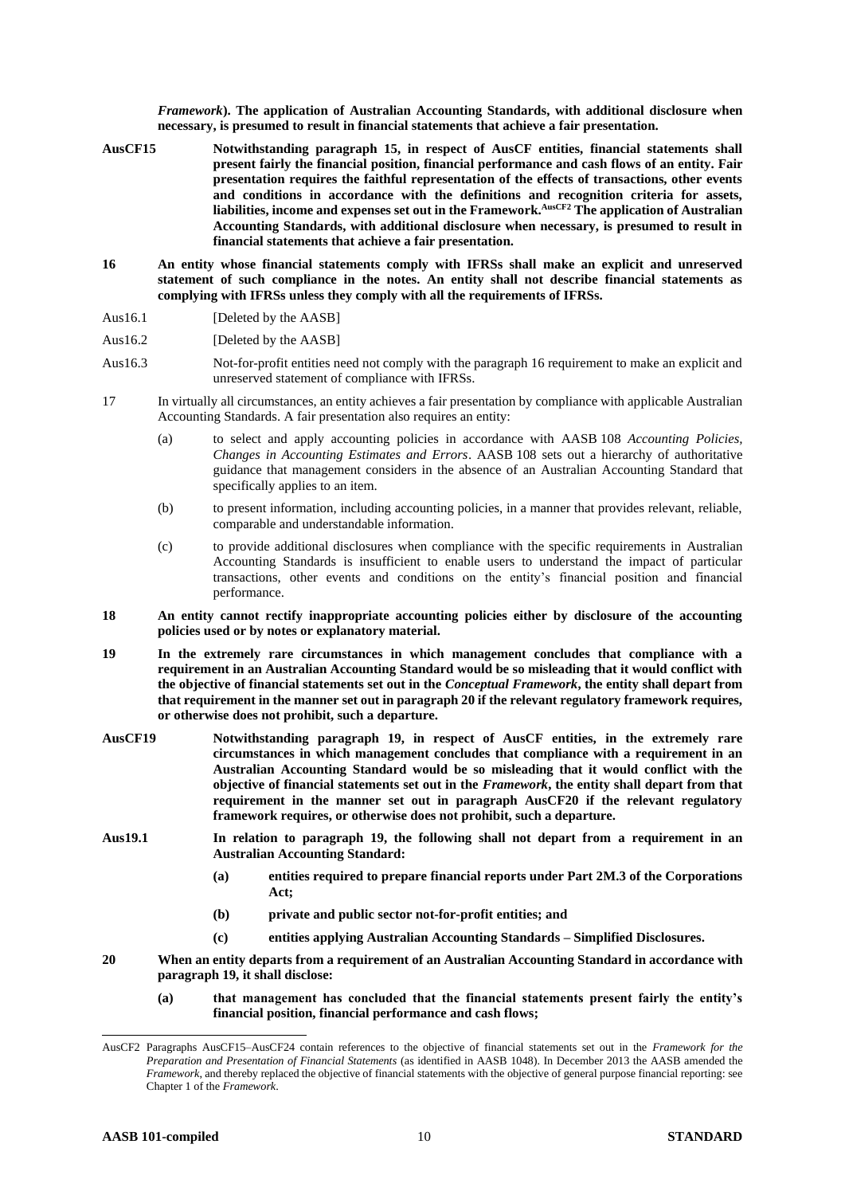***Framework*). The application of Australian Accounting Standards, with additional disclosure when necessary, is presumed to result in financial statements that achieve a fair presentation.**

**AusCF15 Notwithstanding paragraph 15, in respect of AusCF entities, financial statements shall present fairly the financial position, financial performance and cash flows of an entity. Fair presentation requires the faithful representation of the effects of transactions, other events and conditions in accordance with the definitions and recognition criteria for assets, liabilities, income and expenses set out in the Framework.[AusCF2] The application of Australian Accounting Standards, with additional disclosure when necessary, is presumed to result in financial statements that achieve a fair presentation.**

**16 An entity whose financial statements comply with IFRSs shall make an explicit and unreserved statement of such compliance in the notes. An entity shall not describe financial statements as complying with IFRSs unless they comply with all the requirements of IFRSs.**

Aus16.1 [Deleted by the AASB]

Aus16.2 [Deleted by the AASB]

Aus16.3 Not-for-profit entities need not comply with the paragraph 16 requirement to make an explicit and unreserved statement of compliance with IFRSs.

17 In virtually all circumstances, an entity achieves a fair presentation by compliance with applicable Australian Accounting Standards. A fair presentation also requires an entity:

(a) to select and apply accounting policies in accordance with AASB 108 *Accounting Policies, Changes in Accounting Estimates and Errors*. AASB 108 sets out a hierarchy of authoritative guidance that management considers in the absence of an Australian Accounting Standard that specifically applies to an item.

(b) to present information, including accounting policies, in a manner that provides relevant, reliable, comparable and understandable information.

(c) to provide additional disclosures when compliance with the specific requirements in Australian Accounting Standards is insufficient to enable users to understand the impact of particular transactions, other events and conditions on the entity's financial position and financial performance.

**18 An entity cannot rectify inappropriate accounting policies either by disclosure of the accounting policies used or by notes or explanatory material.**

**19 In the extremely rare circumstances in which management concludes that compliance with a requirement in an Australian Accounting Standard would be so misleading that it would conflict with the objective of financial statements set out in the *Conceptual Framework*, the entity shall depart from that requirement in the manner set out in paragraph 20 if the relevant regulatory framework requires, or otherwise does not prohibit, such a departure.**

**AusCF19 Notwithstanding paragraph 19, in respect of AusCF entities, in the extremely rare circumstances in which management concludes that compliance with a requirement in an Australian Accounting Standard would be so misleading that it would conflict with the objective of financial statements set out in the *Framework*, the entity shall depart from that requirement in the manner set out in paragraph AusCF20 if the relevant regulatory framework requires, or otherwise does not prohibit, such a departure.**

**Aus19.1 In relation to paragraph 19, the following shall not depart from a requirement in an Australian Accounting Standard:**

**(a) entities required to prepare financial reports under Part 2M.3 of the Corporations Act;**

**(b) private and public sector not-for-profit entities; and**

**(c) entities applying Australian Accounting Standards – Simplified Disclosures.**

**20 When an entity departs from a requirement of an Australian Accounting Standard in accordance with paragraph 19, it shall disclose:**

**(a) that management has concluded that the financial statements present fairly the entity's financial position, financial performance and cash flows;**

---

AusCF2 Paragraphs AusCF15–AusCF24 contain references to the objective of financial statements set out in the *Framework for the Preparation and Presentation of Financial Statements* (as identified in AASB 1048). In December 2013 the AASB amended the *Framework*, and thereby replaced the objective of financial statements with the objective of general purpose financial reporting: see Chapter 1 of the *Framework*.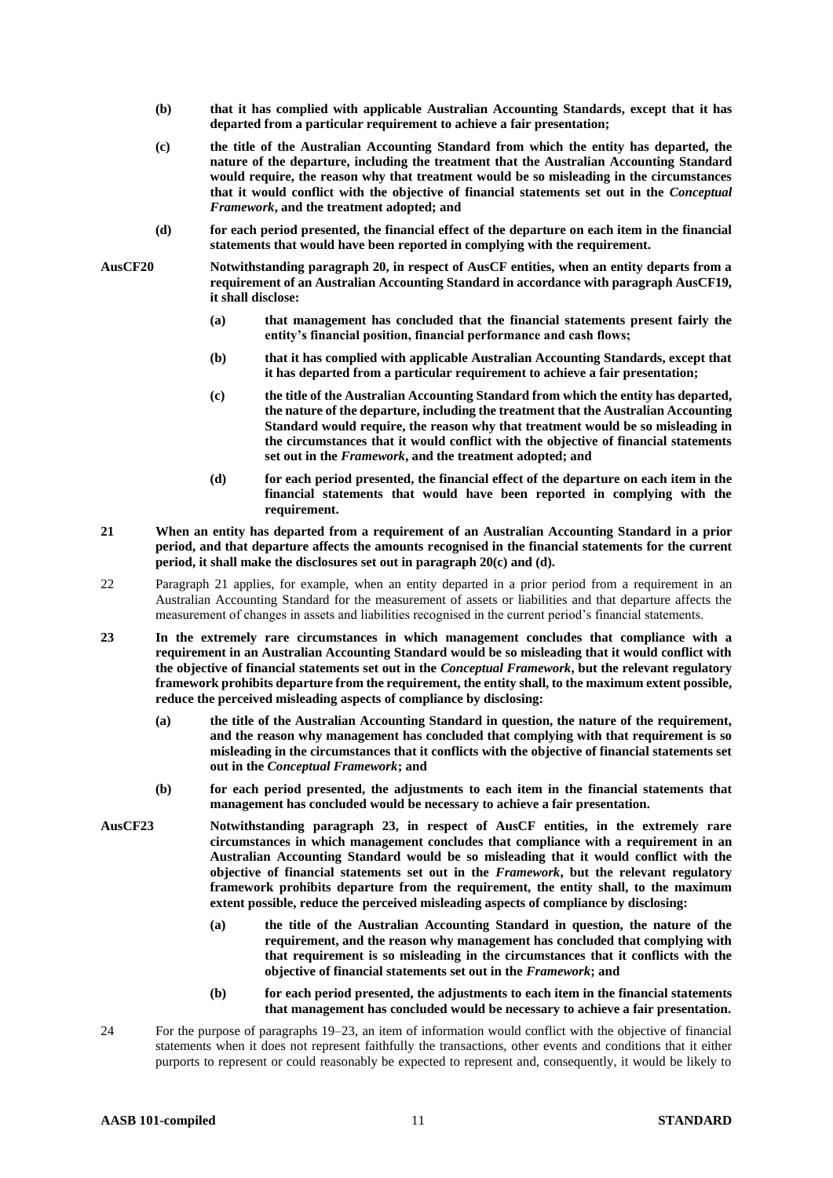**(b) that it has complied with applicable Australian Accounting Standards, except that it has departed from a particular requirement to achieve a fair presentation;**

**(c) the title of the Australian Accounting Standard from which the entity has departed, the nature of the departure, including the treatment that the Australian Accounting Standard would require, the reason why that treatment would be so misleading in the circumstances that it would conflict with the objective of financial statements set out in the *Conceptual Framework*, and the treatment adopted; and**

**(d) for each period presented, the financial effect of the departure on each item in the financial statements that would have been reported in complying with the requirement.**

**AusCF20 Notwithstanding paragraph 20, in respect of AusCF entities, when an entity departs from a requirement of an Australian Accounting Standard in accordance with paragraph AusCF19, it shall disclose:**

**(a) that management has concluded that the financial statements present fairly the entity's financial position, financial performance and cash flows;**

**(b) that it has complied with applicable Australian Accounting Standards, except that it has departed from a particular requirement to achieve a fair presentation;**

**(c) the title of the Australian Accounting Standard from which the entity has departed, the nature of the departure, including the treatment that the Australian Accounting Standard would require, the reason why that treatment would be so misleading in the circumstances that it would conflict with the objective of financial statements set out in the *Framework*, and the treatment adopted; and**

**(d) for each period presented, the financial effect of the departure on each item in the financial statements that would have been reported in complying with the requirement.**

**21 When an entity has departed from a requirement of an Australian Accounting Standard in a prior period, and that departure affects the amounts recognised in the financial statements for the current period, it shall make the disclosures set out in paragraph 20(c) and (d).**

22 Paragraph 21 applies, for example, when an entity departed in a prior period from a requirement in an Australian Accounting Standard for the measurement of assets or liabilities and that departure affects the measurement of changes in assets and liabilities recognised in the current period's financial statements.

**23 In the extremely rare circumstances in which management concludes that compliance with a requirement in an Australian Accounting Standard would be so misleading that it would conflict with the objective of financial statements set out in the *Conceptual Framework*, but the relevant regulatory framework prohibits departure from the requirement, the entity shall, to the maximum extent possible, reduce the perceived misleading aspects of compliance by disclosing:**

**(a) the title of the Australian Accounting Standard in question, the nature of the requirement, and the reason why management has concluded that complying with that requirement is so misleading in the circumstances that it conflicts with the objective of financial statements set out in the *Conceptual Framework*; and**

**(b) for each period presented, the adjustments to each item in the financial statements that management has concluded would be necessary to achieve a fair presentation.**

**AusCF23 Notwithstanding paragraph 23, in respect of AusCF entities, in the extremely rare circumstances in which management concludes that compliance with a requirement in an Australian Accounting Standard would be so misleading that it would conflict with the objective of financial statements set out in the *Framework*, but the relevant regulatory framework prohibits departure from the requirement, the entity shall, to the maximum extent possible, reduce the perceived misleading aspects of compliance by disclosing:**

**(a) the title of the Australian Accounting Standard in question, the nature of the requirement, and the reason why management has concluded that complying with that requirement is so misleading in the circumstances that it conflicts with the objective of financial statements set out in the *Framework*; and**

**(b) for each period presented, the adjustments to each item in the financial statements that management has concluded would be necessary to achieve a fair presentation.**

24 For the purpose of paragraphs 19–23, an item of information would conflict with the objective of financial statements when it does not represent faithfully the transactions, other events and conditions that it either purports to represent or could reasonably be expected to represent and, consequently, it would be likely to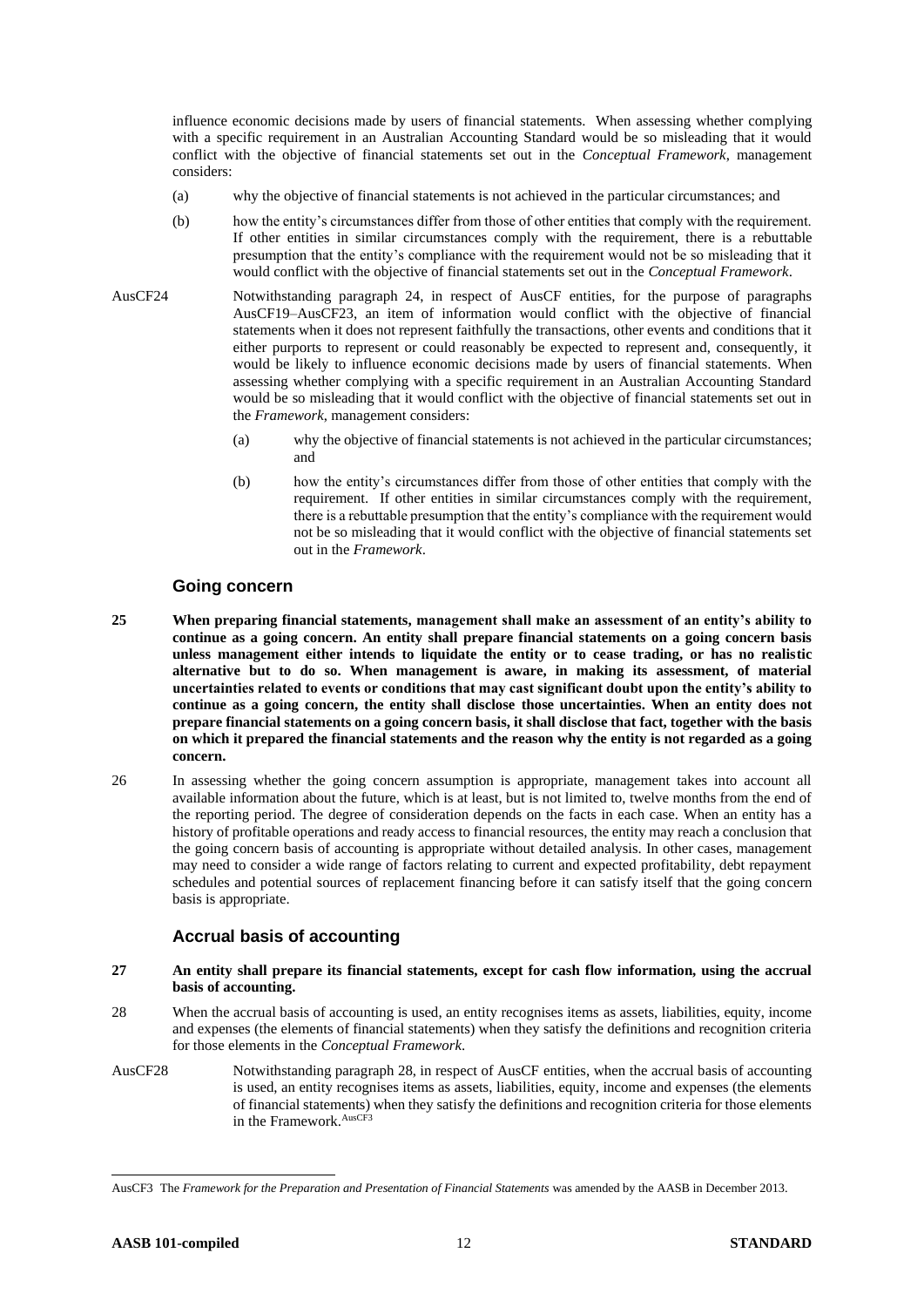influence economic decisions made by users of financial statements. When assessing whether complying with a specific requirement in an Australian Accounting Standard would be so misleading that it would conflict with the objective of financial statements set out in the *Conceptual Framework*, management considers:

(a) why the objective of financial statements is not achieved in the particular circumstances; and

(b) how the entity's circumstances differ from those of other entities that comply with the requirement. If other entities in similar circumstances comply with the requirement, there is a rebuttable presumption that the entity's compliance with the requirement would not be so misleading that it would conflict with the objective of financial statements set out in the *Conceptual Framework*.

AusCF24 Notwithstanding paragraph 24, in respect of AusCF entities, for the purpose of paragraphs AusCF19–AusCF23, an item of information would conflict with the objective of financial statements when it does not represent faithfully the transactions, other events and conditions that it either purports to represent or could reasonably be expected to represent and, consequently, it would be likely to influence economic decisions made by users of financial statements. When assessing whether complying with a specific requirement in an Australian Accounting Standard would be so misleading that it would conflict with the objective of financial statements set out in the *Framework*, management considers:

(a) why the objective of financial statements is not achieved in the particular circumstances; and

(b) how the entity's circumstances differ from those of other entities that comply with the requirement. If other entities in similar circumstances comply with the requirement, there is a rebuttable presumption that the entity's compliance with the requirement would not be so misleading that it would conflict with the objective of financial statements set out in the *Framework*.

## Going concern

**25 When preparing financial statements, management shall make an assessment of an entity's ability to continue as a going concern. An entity shall prepare financial statements on a going concern basis unless management either intends to liquidate the entity or to cease trading, or has no realistic alternative but to do so. When management is aware, in making its assessment, of material uncertainties related to events or conditions that may cast significant doubt upon the entity's ability to continue as a going concern, the entity shall disclose those uncertainties. When an entity does not prepare financial statements on a going concern basis, it shall disclose that fact, together with the basis on which it prepared the financial statements and the reason why the entity is not regarded as a going concern.**

26 In assessing whether the going concern assumption is appropriate, management takes into account all available information about the future, which is at least, but is not limited to, twelve months from the end of the reporting period. The degree of consideration depends on the facts in each case. When an entity has a history of profitable operations and ready access to financial resources, the entity may reach a conclusion that the going concern basis of accounting is appropriate without detailed analysis. In other cases, management may need to consider a wide range of factors relating to current and expected profitability, debt repayment schedules and potential sources of replacement financing before it can satisfy itself that the going concern basis is appropriate.

## Accrual basis of accounting

**27 An entity shall prepare its financial statements, except for cash flow information, using the accrual basis of accounting.**

28 When the accrual basis of accounting is used, an entity recognises items as assets, liabilities, equity, income and expenses (the elements of financial statements) when they satisfy the definitions and recognition criteria for those elements in the *Conceptual Framework*.

AusCF28 Notwithstanding paragraph 28, in respect of AusCF entities, when the accrual basis of accounting is used, an entity recognises items as assets, liabilities, equity, income and expenses (the elements of financial statements) when they satisfy the definitions and recognition criteria for those elements in the Framework.[AusCF3]

---

AusCF3 The *Framework for the Preparation and Presentation of Financial Statements* was amended by the AASB in December 2013.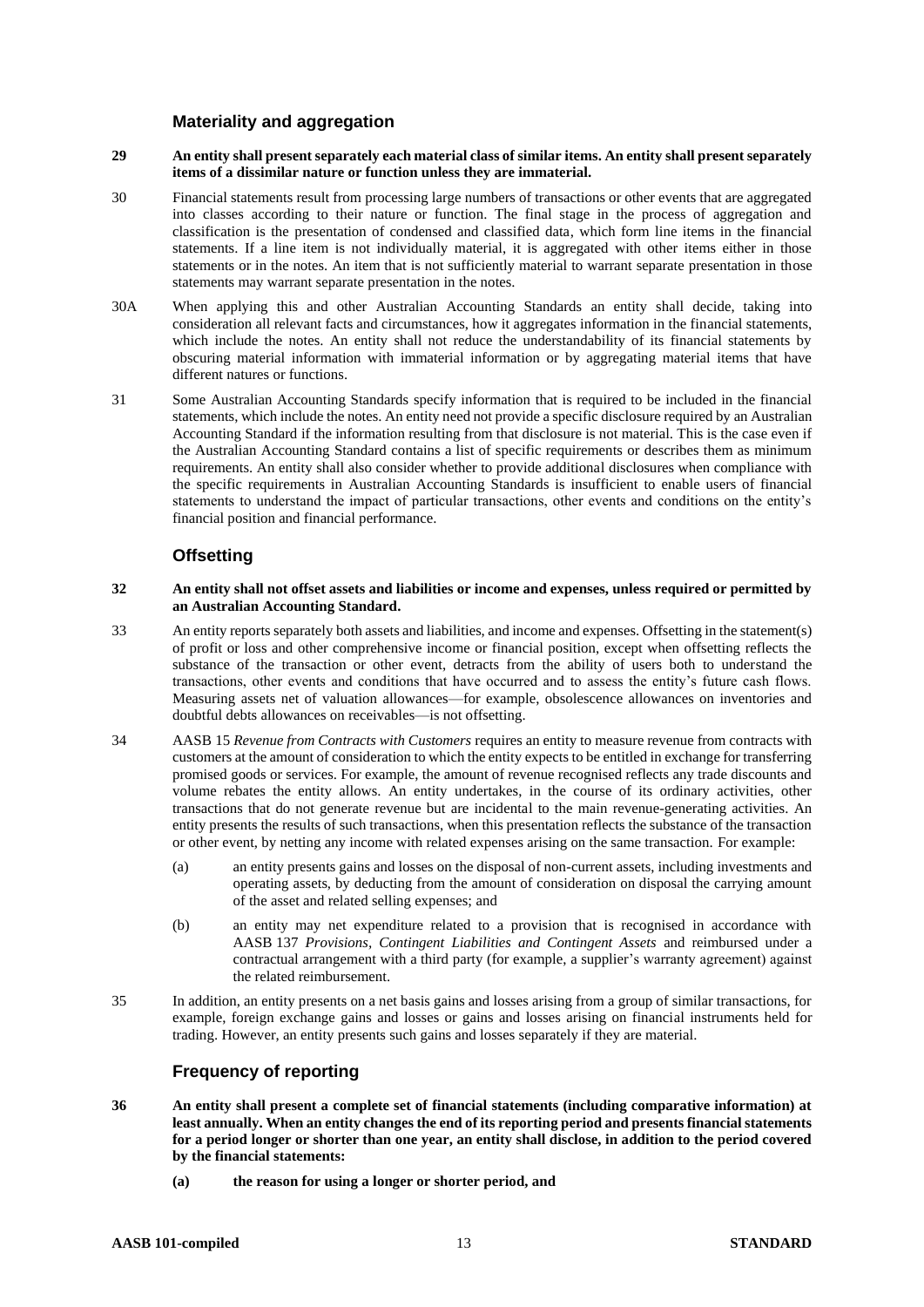## Materiality and aggregation

**29 An entity shall present separately each material class of similar items. An entity shall present separately items of a dissimilar nature or function unless they are immaterial.**

30 Financial statements result from processing large numbers of transactions or other events that are aggregated into classes according to their nature or function. The final stage in the process of aggregation and classification is the presentation of condensed and classified data, which form line items in the financial statements. If a line item is not individually material, it is aggregated with other items either in those statements or in the notes. An item that is not sufficiently material to warrant separate presentation in those statements may warrant separate presentation in the notes.

30A When applying this and other Australian Accounting Standards an entity shall decide, taking into consideration all relevant facts and circumstances, how it aggregates information in the financial statements, which include the notes. An entity shall not reduce the understandability of its financial statements by obscuring material information with immaterial information or by aggregating material items that have different natures or functions.

31 Some Australian Accounting Standards specify information that is required to be included in the financial statements, which include the notes. An entity need not provide a specific disclosure required by an Australian Accounting Standard if the information resulting from that disclosure is not material. This is the case even if the Australian Accounting Standard contains a list of specific requirements or describes them as minimum requirements. An entity shall also consider whether to provide additional disclosures when compliance with the specific requirements in Australian Accounting Standards is insufficient to enable users of financial statements to understand the impact of particular transactions, other events and conditions on the entity's financial position and financial performance.

## Offsetting

**32 An entity shall not offset assets and liabilities or income and expenses, unless required or permitted by an Australian Accounting Standard.**

33 An entity reports separately both assets and liabilities, and income and expenses. Offsetting in the statement(s) of profit or loss and other comprehensive income or financial position, except when offsetting reflects the substance of the transaction or other event, detracts from the ability of users both to understand the transactions, other events and conditions that have occurred and to assess the entity's future cash flows. Measuring assets net of valuation allowances—for example, obsolescence allowances on inventories and doubtful debts allowances on receivables—is not offsetting.

34 AASB 15 *Revenue from Contracts with Customers* requires an entity to measure revenue from contracts with customers at the amount of consideration to which the entity expects to be entitled in exchange for transferring promised goods or services. For example, the amount of revenue recognised reflects any trade discounts and volume rebates the entity allows. An entity undertakes, in the course of its ordinary activities, other transactions that do not generate revenue but are incidental to the main revenue-generating activities. An entity presents the results of such transactions, when this presentation reflects the substance of the transaction or other event, by netting any income with related expenses arising on the same transaction. For example:

(a) an entity presents gains and losses on the disposal of non-current assets, including investments and operating assets, by deducting from the amount of consideration on disposal the carrying amount of the asset and related selling expenses; and

(b) an entity may net expenditure related to a provision that is recognised in accordance with AASB 137 *Provisions, Contingent Liabilities and Contingent Assets* and reimbursed under a contractual arrangement with a third party (for example, a supplier's warranty agreement) against the related reimbursement.

35 In addition, an entity presents on a net basis gains and losses arising from a group of similar transactions, for example, foreign exchange gains and losses or gains and losses arising on financial instruments held for trading. However, an entity presents such gains and losses separately if they are material.

## Frequency of reporting

**36 An entity shall present a complete set of financial statements (including comparative information) at least annually. When an entity changes the end of its reporting period and presents financial statements for a period longer or shorter than one year, an entity shall disclose, in addition to the period covered by the financial statements:**

**(a) the reason for using a longer or shorter period, and**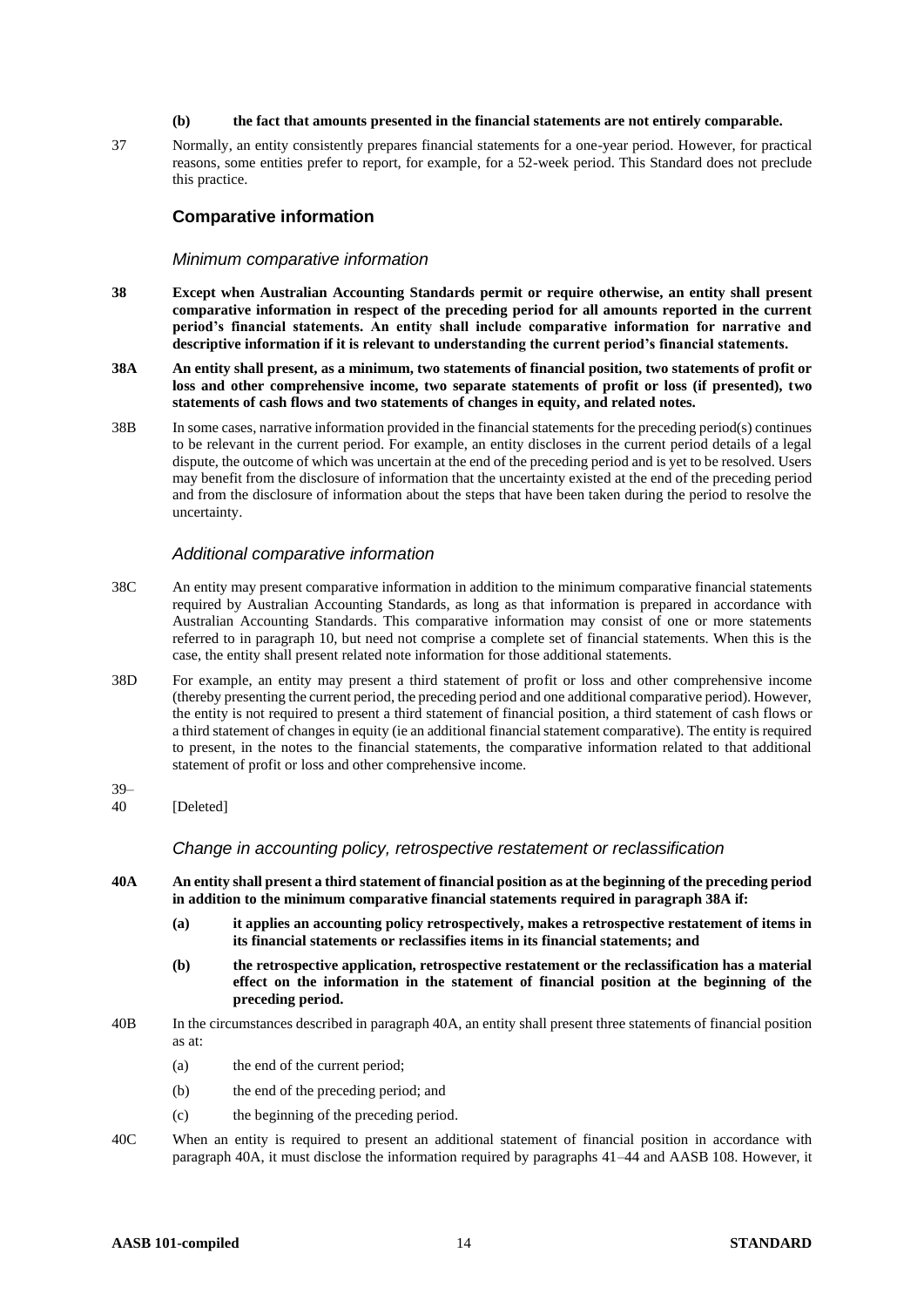**(b) the fact that amounts presented in the financial statements are not entirely comparable.**

37 Normally, an entity consistently prepares financial statements for a one-year period. However, for practical reasons, some entities prefer to report, for example, for a 52-week period. This Standard does not preclude this practice.

## Comparative information

### *Minimum comparative information*

**38 Except when Australian Accounting Standards permit or require otherwise, an entity shall present comparative information in respect of the preceding period for all amounts reported in the current period's financial statements. An entity shall include comparative information for narrative and descriptive information if it is relevant to understanding the current period's financial statements.**

**38A An entity shall present, as a minimum, two statements of financial position, two statements of profit or loss and other comprehensive income, two separate statements of profit or loss (if presented), two statements of cash flows and two statements of changes in equity, and related notes.**

38B In some cases, narrative information provided in the financial statements for the preceding period(s) continues to be relevant in the current period. For example, an entity discloses in the current period details of a legal dispute, the outcome of which was uncertain at the end of the preceding period and is yet to be resolved. Users may benefit from the disclosure of information that the uncertainty existed at the end of the preceding period and from the disclosure of information about the steps that have been taken during the period to resolve the uncertainty.

### *Additional comparative information*

38C An entity may present comparative information in addition to the minimum comparative financial statements required by Australian Accounting Standards, as long as that information is prepared in accordance with Australian Accounting Standards. This comparative information may consist of one or more statements referred to in paragraph 10, but need not comprise a complete set of financial statements. When this is the case, the entity shall present related note information for those additional statements.

38D For example, an entity may present a third statement of profit or loss and other comprehensive income (thereby presenting the current period, the preceding period and one additional comparative period). However, the entity is not required to present a third statement of financial position, a third statement of cash flows or a third statement of changes in equity (ie an additional financial statement comparative). The entity is required to present, in the notes to the financial statements, the comparative information related to that additional statement of profit or loss and other comprehensive income.

39–40 [Deleted]

### *Change in accounting policy, retrospective restatement or reclassification*

**40A An entity shall present a third statement of financial position as at the beginning of the preceding period in addition to the minimum comparative financial statements required in paragraph 38A if:**

- **(a) it applies an accounting policy retrospectively, makes a retrospective restatement of items in its financial statements or reclassifies items in its financial statements; and**
- **(b) the retrospective application, retrospective restatement or the reclassification has a material effect on the information in the statement of financial position at the beginning of the preceding period.**

40B In the circumstances described in paragraph 40A, an entity shall present three statements of financial position as at:

- (a) the end of the current period;
- (b) the end of the preceding period; and
- (c) the beginning of the preceding period.

40C When an entity is required to present an additional statement of financial position in accordance with paragraph 40A, it must disclose the information required by paragraphs 41–44 and AASB 108. However, it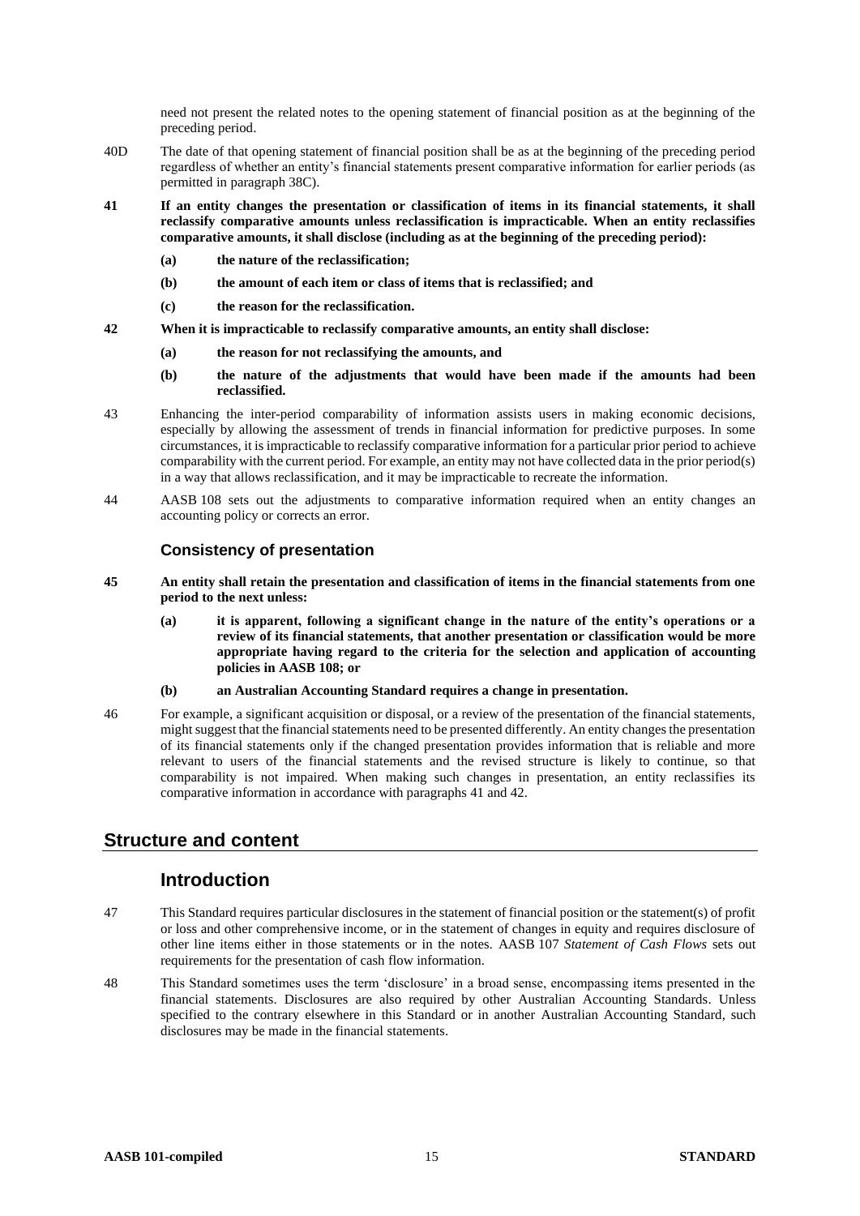need not present the related notes to the opening statement of financial position as at the beginning of the preceding period.

40D The date of that opening statement of financial position shall be as at the beginning of the preceding period regardless of whether an entity's financial statements present comparative information for earlier periods (as permitted in paragraph 38C).

**41 If an entity changes the presentation or classification of items in its financial statements, it shall reclassify comparative amounts unless reclassification is impracticable. When an entity reclassifies comparative amounts, it shall disclose (including as at the beginning of the preceding period):**

- **(a) the nature of the reclassification;**
- **(b) the amount of each item or class of items that is reclassified; and**
- **(c) the reason for the reclassification.**

**42 When it is impracticable to reclassify comparative amounts, an entity shall disclose:**

- **(a) the reason for not reclassifying the amounts, and**
- **(b) the nature of the adjustments that would have been made if the amounts had been reclassified.**

43 Enhancing the inter-period comparability of information assists users in making economic decisions, especially by allowing the assessment of trends in financial information for predictive purposes. In some circumstances, it is impracticable to reclassify comparative information for a particular prior period to achieve comparability with the current period. For example, an entity may not have collected data in the prior period(s) in a way that allows reclassification, and it may be impracticable to recreate the information.

44 AASB 108 sets out the adjustments to comparative information required when an entity changes an accounting policy or corrects an error.

### Consistency of presentation

**45 An entity shall retain the presentation and classification of items in the financial statements from one period to the next unless:**

- **(a) it is apparent, following a significant change in the nature of the entity's operations or a review of its financial statements, that another presentation or classification would be more appropriate having regard to the criteria for the selection and application of accounting policies in AASB 108; or**
- **(b) an Australian Accounting Standard requires a change in presentation.**

46 For example, a significant acquisition or disposal, or a review of the presentation of the financial statements, might suggest that the financial statements need to be presented differently. An entity changes the presentation of its financial statements only if the changed presentation provides information that is reliable and more relevant to users of the financial statements and the revised structure is likely to continue, so that comparability is not impaired. When making such changes in presentation, an entity reclassifies its comparative information in accordance with paragraphs 41 and 42.

## Structure and content

### Introduction

47 This Standard requires particular disclosures in the statement of financial position or the statement(s) of profit or loss and other comprehensive income, or in the statement of changes in equity and requires disclosure of other line items either in those statements or in the notes. AASB 107 *Statement of Cash Flows* sets out requirements for the presentation of cash flow information.

48 This Standard sometimes uses the term 'disclosure' in a broad sense, encompassing items presented in the financial statements. Disclosures are also required by other Australian Accounting Standards. Unless specified to the contrary elsewhere in this Standard or in another Australian Accounting Standard, such disclosures may be made in the financial statements.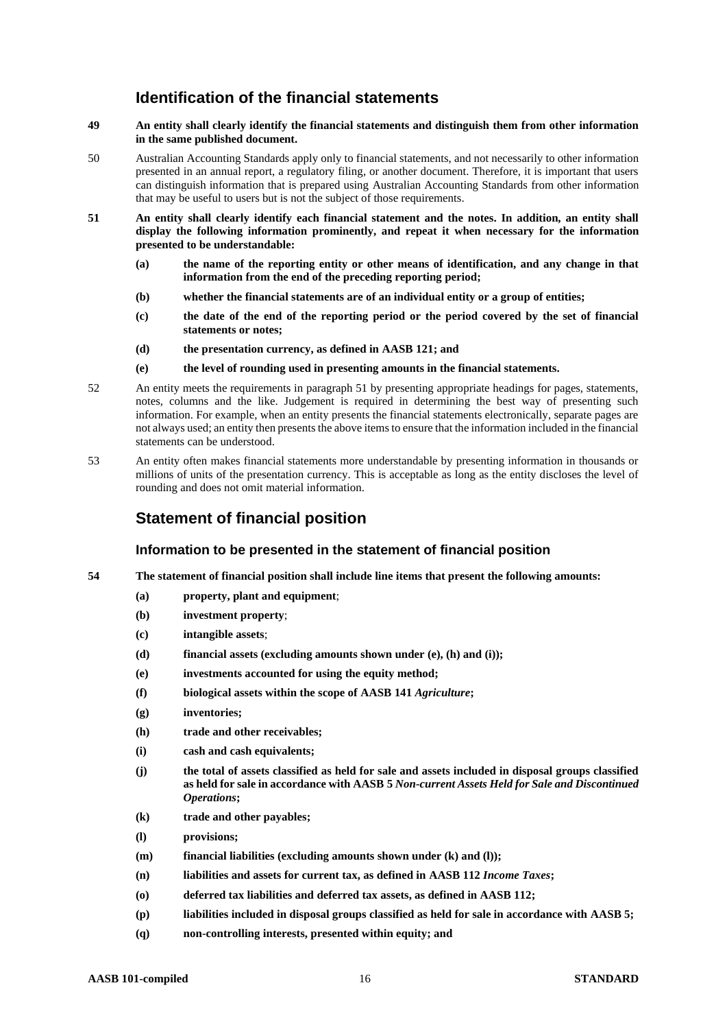## Identification of the financial statements

**49 An entity shall clearly identify the financial statements and distinguish them from other information in the same published document.**

50 Australian Accounting Standards apply only to financial statements, and not necessarily to other information presented in an annual report, a regulatory filing, or another document. Therefore, it is important that users can distinguish information that is prepared using Australian Accounting Standards from other information that may be useful to users but is not the subject of those requirements.

**51 An entity shall clearly identify each financial statement and the notes. In addition, an entity shall display the following information prominently, and repeat it when necessary for the information presented to be understandable:**

- **(a) the name of the reporting entity or other means of identification, and any change in that information from the end of the preceding reporting period;**
- **(b) whether the financial statements are of an individual entity or a group of entities;**
- **(c) the date of the end of the reporting period or the period covered by the set of financial statements or notes;**
- **(d) the presentation currency, as defined in AASB 121; and**
- **(e) the level of rounding used in presenting amounts in the financial statements.**

52 An entity meets the requirements in paragraph 51 by presenting appropriate headings for pages, statements, notes, columns and the like. Judgement is required in determining the best way of presenting such information. For example, when an entity presents the financial statements electronically, separate pages are not always used; an entity then presents the above items to ensure that the information included in the financial statements can be understood.

53 An entity often makes financial statements more understandable by presenting information in thousands or millions of units of the presentation currency. This is acceptable as long as the entity discloses the level of rounding and does not omit material information.

## Statement of financial position

### Information to be presented in the statement of financial position

**54 The statement of financial position shall include line items that present the following amounts:**

- **(a) property, plant and equipment**;
- **(b) investment property**;
- **(c) intangible assets**;
- **(d) financial assets (excluding amounts shown under (e), (h) and (i));**
- **(e) investments accounted for using the equity method;**
- **(f) biological assets within the scope of AASB 141 *Agriculture*;**
- **(g) inventories;**
- **(h) trade and other receivables;**
- **(i) cash and cash equivalents;**
- **(j) the total of assets classified as held for sale and assets included in disposal groups classified as held for sale in accordance with AASB 5 *Non-current Assets Held for Sale and Discontinued Operations*;**
- **(k) trade and other payables;**
- **(l) provisions;**
- **(m) financial liabilities (excluding amounts shown under (k) and (l));**
- **(n) liabilities and assets for current tax, as defined in AASB 112 *Income Taxes*;**
- **(o) deferred tax liabilities and deferred tax assets, as defined in AASB 112;**
- **(p) liabilities included in disposal groups classified as held for sale in accordance with AASB 5;**
- **(q) non-controlling interests, presented within equity; and**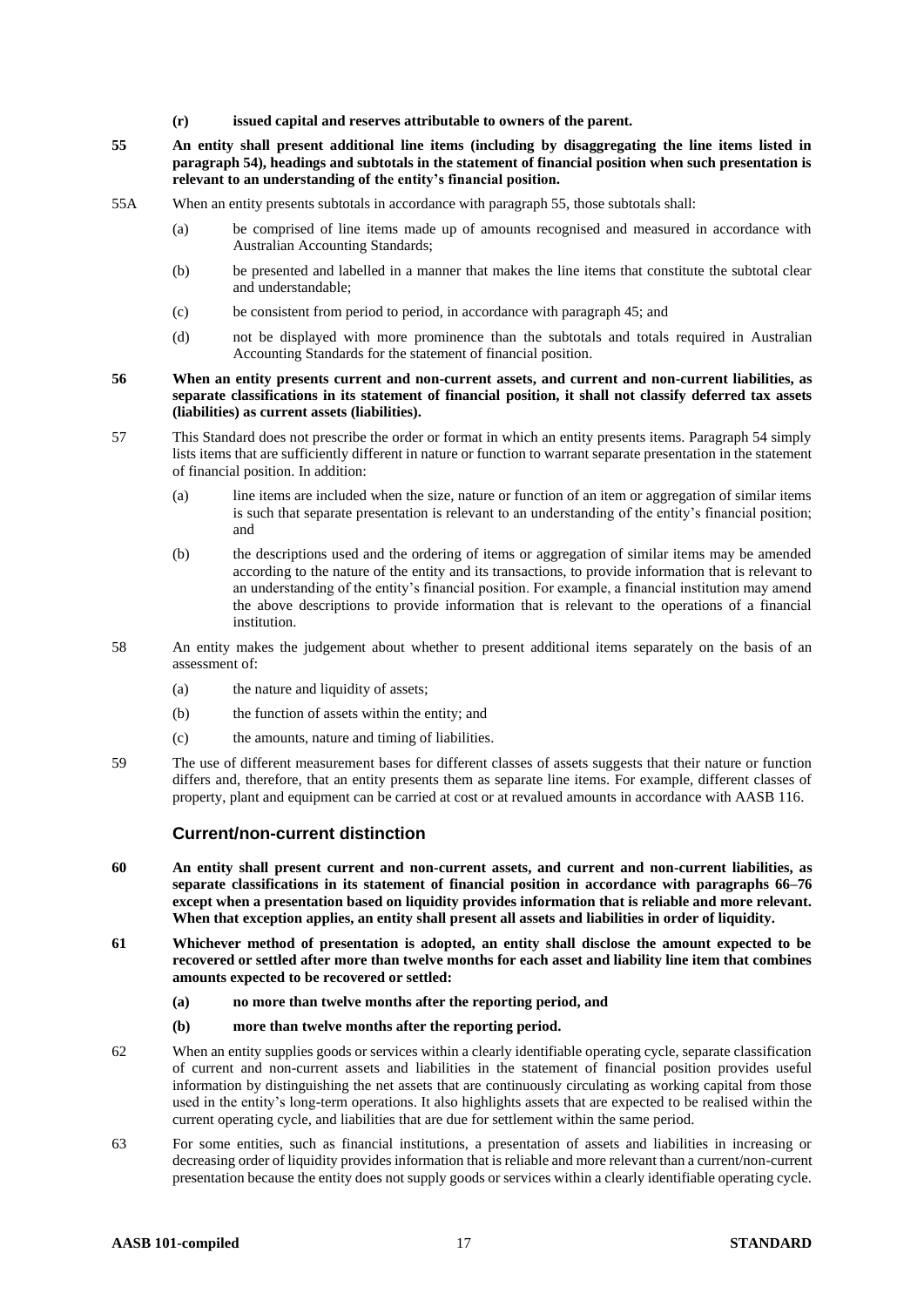**(r) issued capital and reserves attributable to owners of the parent.**

**55 An entity shall present additional line items (including by disaggregating the line items listed in paragraph 54), headings and subtotals in the statement of financial position when such presentation is relevant to an understanding of the entity's financial position.**

55A When an entity presents subtotals in accordance with paragraph 55, those subtotals shall:

(a) be comprised of line items made up of amounts recognised and measured in accordance with Australian Accounting Standards;

(b) be presented and labelled in a manner that makes the line items that constitute the subtotal clear and understandable;

(c) be consistent from period to period, in accordance with paragraph 45; and

(d) not be displayed with more prominence than the subtotals and totals required in Australian Accounting Standards for the statement of financial position.

**56 When an entity presents current and non-current assets, and current and non-current liabilities, as separate classifications in its statement of financial position, it shall not classify deferred tax assets (liabilities) as current assets (liabilities).**

57 This Standard does not prescribe the order or format in which an entity presents items. Paragraph 54 simply lists items that are sufficiently different in nature or function to warrant separate presentation in the statement of financial position. In addition:

(a) line items are included when the size, nature or function of an item or aggregation of similar items is such that separate presentation is relevant to an understanding of the entity's financial position; and

(b) the descriptions used and the ordering of items or aggregation of similar items may be amended according to the nature of the entity and its transactions, to provide information that is relevant to an understanding of the entity's financial position. For example, a financial institution may amend the above descriptions to provide information that is relevant to the operations of a financial institution.

58 An entity makes the judgement about whether to present additional items separately on the basis of an assessment of:

(a) the nature and liquidity of assets;

(b) the function of assets within the entity; and

(c) the amounts, nature and timing of liabilities.

59 The use of different measurement bases for different classes of assets suggests that their nature or function differs and, therefore, that an entity presents them as separate line items. For example, different classes of property, plant and equipment can be carried at cost or at revalued amounts in accordance with AASB 116.

## Current/non-current distinction

**60 An entity shall present current and non-current assets, and current and non-current liabilities, as separate classifications in its statement of financial position in accordance with paragraphs 66–76 except when a presentation based on liquidity provides information that is reliable and more relevant. When that exception applies, an entity shall present all assets and liabilities in order of liquidity.**

**61 Whichever method of presentation is adopted, an entity shall disclose the amount expected to be recovered or settled after more than twelve months for each asset and liability line item that combines amounts expected to be recovered or settled:**

**(a) no more than twelve months after the reporting period, and**

**(b) more than twelve months after the reporting period.**

62 When an entity supplies goods or services within a clearly identifiable operating cycle, separate classification of current and non-current assets and liabilities in the statement of financial position provides useful information by distinguishing the net assets that are continuously circulating as working capital from those used in the entity's long-term operations. It also highlights assets that are expected to be realised within the current operating cycle, and liabilities that are due for settlement within the same period.

63 For some entities, such as financial institutions, a presentation of assets and liabilities in increasing or decreasing order of liquidity provides information that is reliable and more relevant than a current/non-current presentation because the entity does not supply goods or services within a clearly identifiable operating cycle.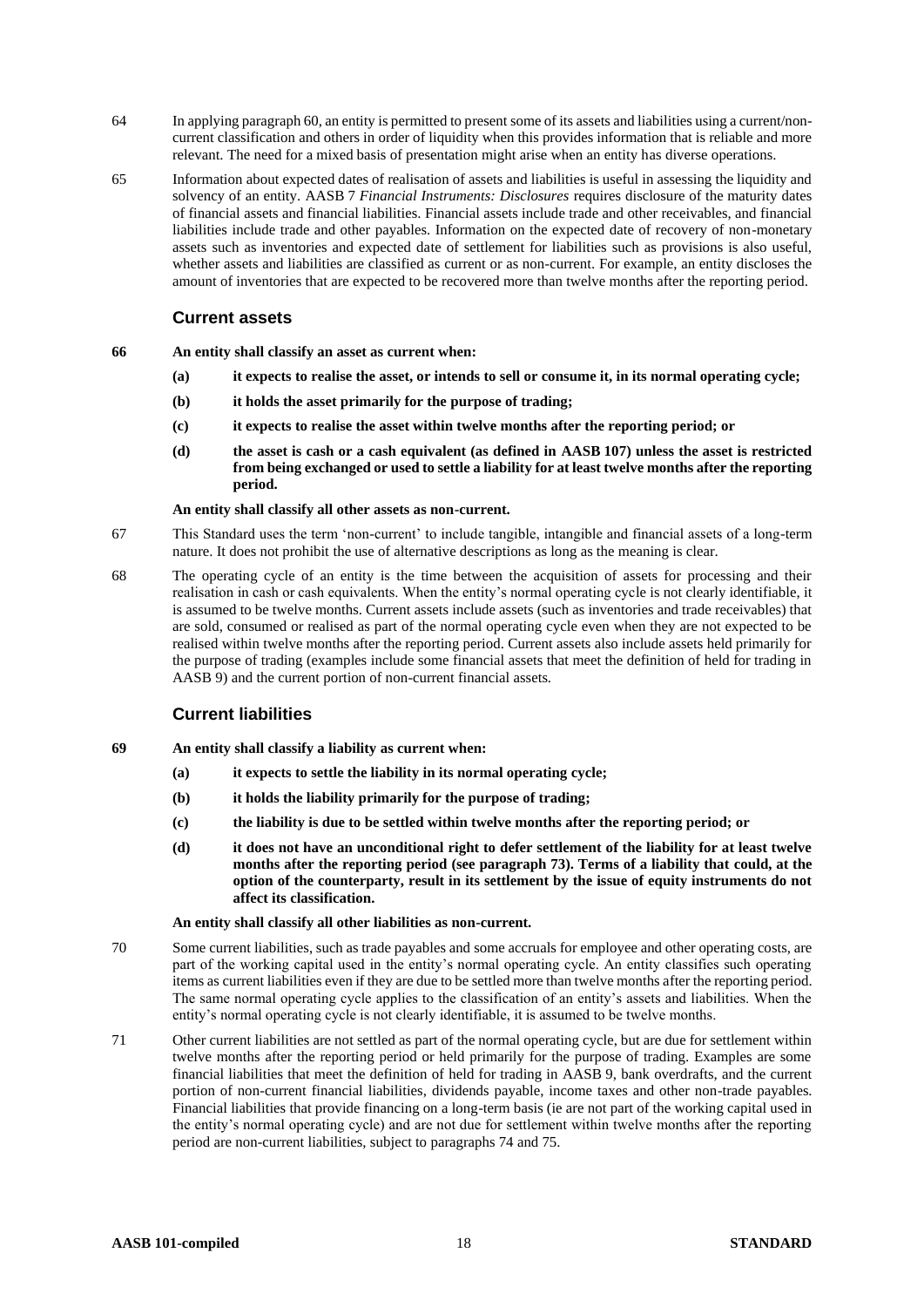64 In applying paragraph 60, an entity is permitted to present some of its assets and liabilities using a current/non-current classification and others in order of liquidity when this provides information that is reliable and more relevant. The need for a mixed basis of presentation might arise when an entity has diverse operations.

65 Information about expected dates of realisation of assets and liabilities is useful in assessing the liquidity and solvency of an entity. AASB 7 *Financial Instruments: Disclosures* requires disclosure of the maturity dates of financial assets and financial liabilities. Financial assets include trade and other receivables, and financial liabilities include trade and other payables. Information on the expected date of recovery of non-monetary assets such as inventories and expected date of settlement for liabilities such as provisions is also useful, whether assets and liabilities are classified as current or as non-current. For example, an entity discloses the amount of inventories that are expected to be recovered more than twelve months after the reporting period.

### Current assets

**66 An entity shall classify an asset as current when:**

- **(a) it expects to realise the asset, or intends to sell or consume it, in its normal operating cycle;**
- **(b) it holds the asset primarily for the purpose of trading;**
- **(c) it expects to realise the asset within twelve months after the reporting period; or**
- **(d) the asset is cash or a cash equivalent (as defined in AASB 107) unless the asset is restricted from being exchanged or used to settle a liability for at least twelve months after the reporting period.**

**An entity shall classify all other assets as non-current.**

67 This Standard uses the term 'non-current' to include tangible, intangible and financial assets of a long-term nature. It does not prohibit the use of alternative descriptions as long as the meaning is clear.

68 The operating cycle of an entity is the time between the acquisition of assets for processing and their realisation in cash or cash equivalents. When the entity's normal operating cycle is not clearly identifiable, it is assumed to be twelve months. Current assets include assets (such as inventories and trade receivables) that are sold, consumed or realised as part of the normal operating cycle even when they are not expected to be realised within twelve months after the reporting period. Current assets also include assets held primarily for the purpose of trading (examples include some financial assets that meet the definition of held for trading in AASB 9) and the current portion of non-current financial assets.

### Current liabilities

**69 An entity shall classify a liability as current when:**

- **(a) it expects to settle the liability in its normal operating cycle;**
- **(b) it holds the liability primarily for the purpose of trading;**
- **(c) the liability is due to be settled within twelve months after the reporting period; or**
- **(d) it does not have an unconditional right to defer settlement of the liability for at least twelve months after the reporting period (see paragraph 73). Terms of a liability that could, at the option of the counterparty, result in its settlement by the issue of equity instruments do not affect its classification.**

**An entity shall classify all other liabilities as non-current.**

70 Some current liabilities, such as trade payables and some accruals for employee and other operating costs, are part of the working capital used in the entity's normal operating cycle. An entity classifies such operating items as current liabilities even if they are due to be settled more than twelve months after the reporting period. The same normal operating cycle applies to the classification of an entity's assets and liabilities. When the entity's normal operating cycle is not clearly identifiable, it is assumed to be twelve months.

71 Other current liabilities are not settled as part of the normal operating cycle, but are due for settlement within twelve months after the reporting period or held primarily for the purpose of trading. Examples are some financial liabilities that meet the definition of held for trading in AASB 9, bank overdrafts, and the current portion of non-current financial liabilities, dividends payable, income taxes and other non-trade payables. Financial liabilities that provide financing on a long-term basis (ie are not part of the working capital used in the entity's normal operating cycle) and are not due for settlement within twelve months after the reporting period are non-current liabilities, subject to paragraphs 74 and 75.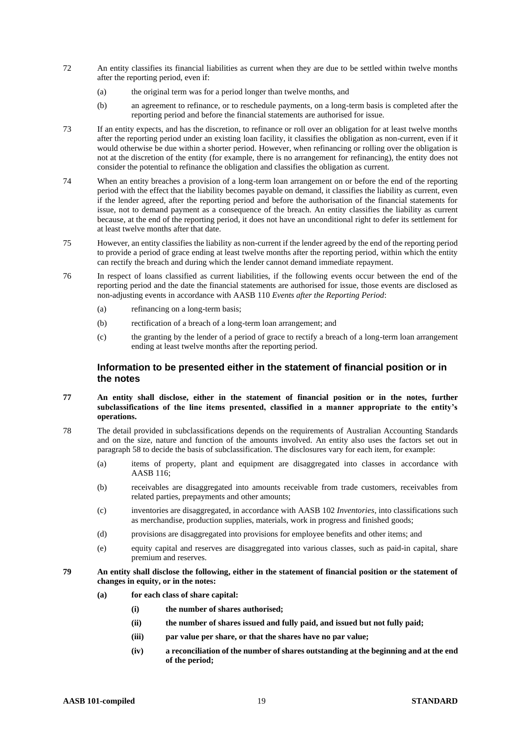72 An entity classifies its financial liabilities as current when they are due to be settled within twelve months after the reporting period, even if:

(a) the original term was for a period longer than twelve months, and

(b) an agreement to refinance, or to reschedule payments, on a long-term basis is completed after the reporting period and before the financial statements are authorised for issue.

73 If an entity expects, and has the discretion, to refinance or roll over an obligation for at least twelve months after the reporting period under an existing loan facility, it classifies the obligation as non-current, even if it would otherwise be due within a shorter period. However, when refinancing or rolling over the obligation is not at the discretion of the entity (for example, there is no arrangement for refinancing), the entity does not consider the potential to refinance the obligation and classifies the obligation as current.

74 When an entity breaches a provision of a long-term loan arrangement on or before the end of the reporting period with the effect that the liability becomes payable on demand, it classifies the liability as current, even if the lender agreed, after the reporting period and before the authorisation of the financial statements for issue, not to demand payment as a consequence of the breach. An entity classifies the liability as current because, at the end of the reporting period, it does not have an unconditional right to defer its settlement for at least twelve months after that date.

75 However, an entity classifies the liability as non-current if the lender agreed by the end of the reporting period to provide a period of grace ending at least twelve months after the reporting period, within which the entity can rectify the breach and during which the lender cannot demand immediate repayment.

76 In respect of loans classified as current liabilities, if the following events occur between the end of the reporting period and the date the financial statements are authorised for issue, those events are disclosed as non-adjusting events in accordance with AASB 110 *Events after the Reporting Period*:

(a) refinancing on a long-term basis;

(b) rectification of a breach of a long-term loan arrangement; and

(c) the granting by the lender of a period of grace to rectify a breach of a long-term loan arrangement ending at least twelve months after the reporting period.

## Information to be presented either in the statement of financial position or in the notes

**77 An entity shall disclose, either in the statement of financial position or in the notes, further subclassifications of the line items presented, classified in a manner appropriate to the entity's operations.**

78 The detail provided in subclassifications depends on the requirements of Australian Accounting Standards and on the size, nature and function of the amounts involved. An entity also uses the factors set out in paragraph 58 to decide the basis of subclassification. The disclosures vary for each item, for example:

(a) items of property, plant and equipment are disaggregated into classes in accordance with AASB 116;

(b) receivables are disaggregated into amounts receivable from trade customers, receivables from related parties, prepayments and other amounts;

(c) inventories are disaggregated, in accordance with AASB 102 *Inventories*, into classifications such as merchandise, production supplies, materials, work in progress and finished goods;

(d) provisions are disaggregated into provisions for employee benefits and other items; and

(e) equity capital and reserves are disaggregated into various classes, such as paid-in capital, share premium and reserves.

**79 An entity shall disclose the following, either in the statement of financial position or the statement of changes in equity, or in the notes:**

**(a) for each class of share capital:**

**(i) the number of shares authorised;**

**(ii) the number of shares issued and fully paid, and issued but not fully paid;**

**(iii) par value per share, or that the shares have no par value;**

**(iv) a reconciliation of the number of shares outstanding at the beginning and at the end of the period;**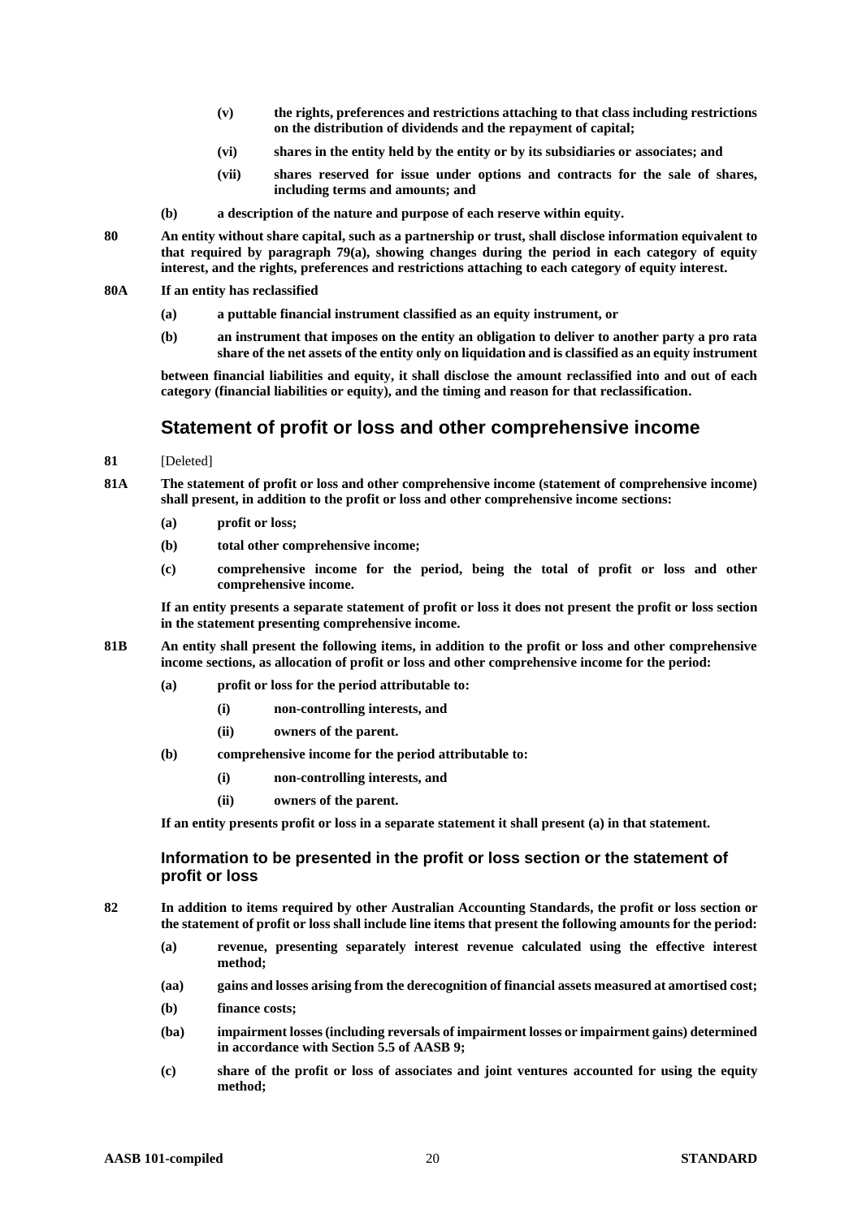- **(v)** **the rights, preferences and restrictions attaching to that class including restrictions on the distribution of dividends and the repayment of capital;**
- **(vi)** **shares in the entity held by the entity or by its subsidiaries or associates; and**
- **(vii)** **shares reserved for issue under options and contracts for the sale of shares, including terms and amounts; and**

**(b)** **a description of the nature and purpose of each reserve within equity.**

**80** **An entity without share capital, such as a partnership or trust, shall disclose information equivalent to that required by paragraph 79(a), showing changes during the period in each category of equity interest, and the rights, preferences and restrictions attaching to each category of equity interest.**

**80A** **If an entity has reclassified**

**(a)** **a puttable financial instrument classified as an equity instrument, or**

**(b)** **an instrument that imposes on the entity an obligation to deliver to another party a pro rata share of the net assets of the entity only on liquidation and is classified as an equity instrument**

**between financial liabilities and equity, it shall disclose the amount reclassified into and out of each category (financial liabilities or equity), and the timing and reason for that reclassification.**

## Statement of profit or loss and other comprehensive income

**81** [Deleted]

**81A** **The statement of profit or loss and other comprehensive income (statement of comprehensive income) shall present, in addition to the profit or loss and other comprehensive income sections:**

**(a)** **profit or loss;**

**(b)** **total other comprehensive income;**

**(c)** **comprehensive income for the period, being the total of profit or loss and other comprehensive income.**

**If an entity presents a separate statement of profit or loss it does not present the profit or loss section in the statement presenting comprehensive income.**

**81B** **An entity shall present the following items, in addition to the profit or loss and other comprehensive income sections, as allocation of profit or loss and other comprehensive income for the period:**

**(a)** **profit or loss for the period attributable to:**

- **(i)** **non-controlling interests, and**
- **(ii)** **owners of the parent.**

**(b)** **comprehensive income for the period attributable to:**

- **(i)** **non-controlling interests, and**
- **(ii)** **owners of the parent.**

**If an entity presents profit or loss in a separate statement it shall present (a) in that statement.**

### Information to be presented in the profit or loss section or the statement of profit or loss

**82** **In addition to items required by other Australian Accounting Standards, the profit or loss section or the statement of profit or loss shall include line items that present the following amounts for the period:**

**(a)** **revenue, presenting separately interest revenue calculated using the effective interest method;**

**(aa)** **gains and losses arising from the derecognition of financial assets measured at amortised cost;**

**(b)** **finance costs;**

**(ba)** **impairment losses (including reversals of impairment losses or impairment gains) determined in accordance with Section 5.5 of AASB 9;**

**(c)** **share of the profit or loss of associates and joint ventures accounted for using the equity method;**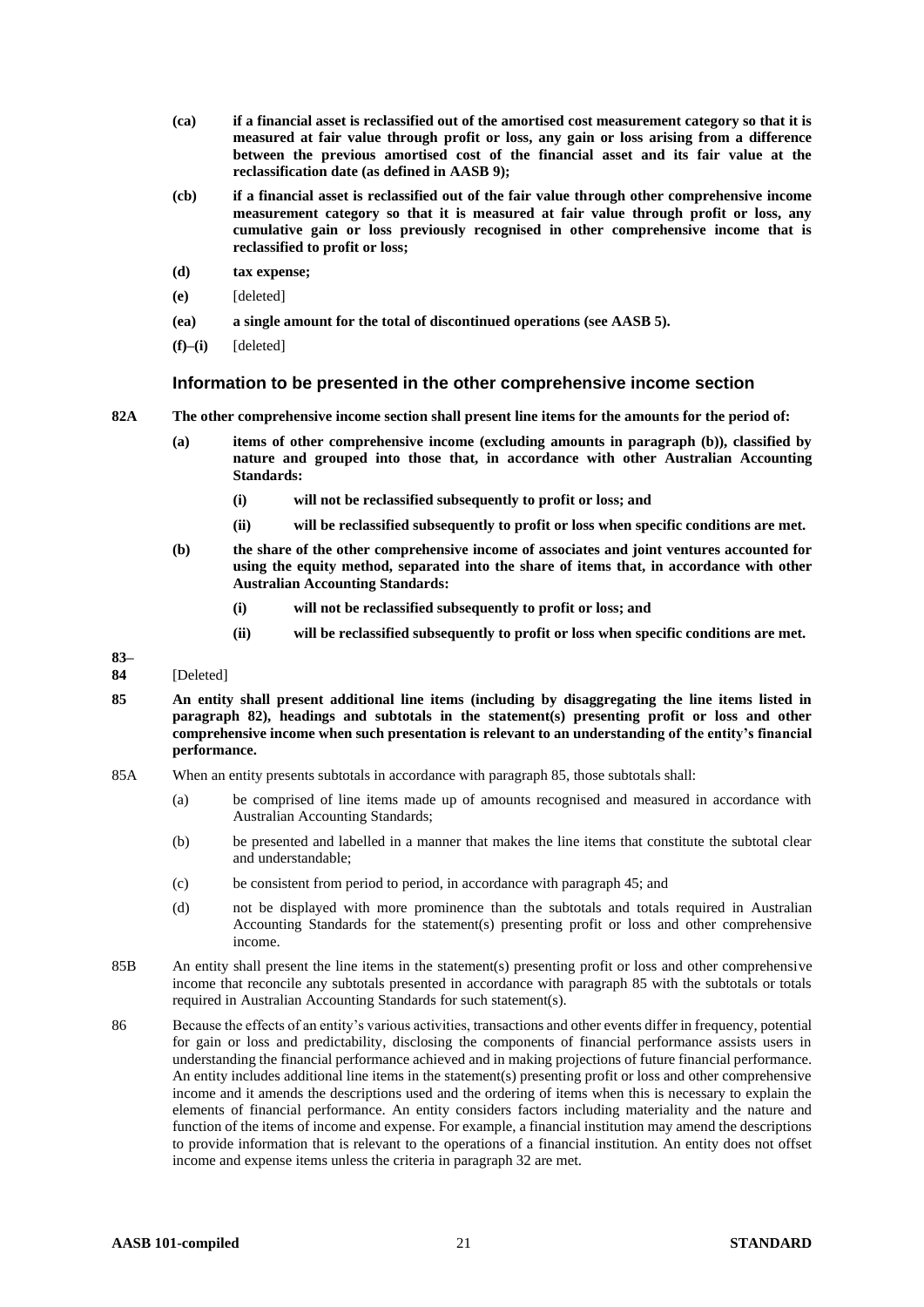**(ca)** **if a financial asset is reclassified out of the amortised cost measurement category so that it is measured at fair value through profit or loss, any gain or loss arising from a difference between the previous amortised cost of the financial asset and its fair value at the reclassification date (as defined in AASB 9);**

**(cb)** **if a financial asset is reclassified out of the fair value through other comprehensive income measurement category so that it is measured at fair value through profit or loss, any cumulative gain or loss previously recognised in other comprehensive income that is reclassified to profit or loss;**

**(d)** **tax expense;**

**(e)** [deleted]

**(ea)** **a single amount for the total of discontinued operations (see AASB 5).**

**(f)–(i)** [deleted]

### Information to be presented in the other comprehensive income section

**82A** **The other comprehensive income section shall present line items for the amounts for the period of:**

**(a)** **items of other comprehensive income (excluding amounts in paragraph (b)), classified by nature and grouped into those that, in accordance with other Australian Accounting Standards:**

**(i)** **will not be reclassified subsequently to profit or loss; and**

**(ii)** **will be reclassified subsequently to profit or loss when specific conditions are met.**

**(b)** **the share of the other comprehensive income of associates and joint ventures accounted for using the equity method, separated into the share of items that, in accordance with other Australian Accounting Standards:**

**(i)** **will not be reclassified subsequently to profit or loss; and**

**(ii)** **will be reclassified subsequently to profit or loss when specific conditions are met.**

**83–84** [Deleted]

**85** **An entity shall present additional line items (including by disaggregating the line items listed in paragraph 82), headings and subtotals in the statement(s) presenting profit or loss and other comprehensive income when such presentation is relevant to an understanding of the entity's financial performance.**

85A When an entity presents subtotals in accordance with paragraph 85, those subtotals shall:

(a) be comprised of line items made up of amounts recognised and measured in accordance with Australian Accounting Standards;

(b) be presented and labelled in a manner that makes the line items that constitute the subtotal clear and understandable;

(c) be consistent from period to period, in accordance with paragraph 45; and

(d) not be displayed with more prominence than the subtotals and totals required in Australian Accounting Standards for the statement(s) presenting profit or loss and other comprehensive income.

85B An entity shall present the line items in the statement(s) presenting profit or loss and other comprehensive income that reconcile any subtotals presented in accordance with paragraph 85 with the subtotals or totals required in Australian Accounting Standards for such statement(s).

86 Because the effects of an entity's various activities, transactions and other events differ in frequency, potential for gain or loss and predictability, disclosing the components of financial performance assists users in understanding the financial performance achieved and in making projections of future financial performance. An entity includes additional line items in the statement(s) presenting profit or loss and other comprehensive income and it amends the descriptions used and the ordering of items when this is necessary to explain the elements of financial performance. An entity considers factors including materiality and the nature and function of the items of income and expense. For example, a financial institution may amend the descriptions to provide information that is relevant to the operations of a financial institution. An entity does not offset income and expense items unless the criteria in paragraph 32 are met.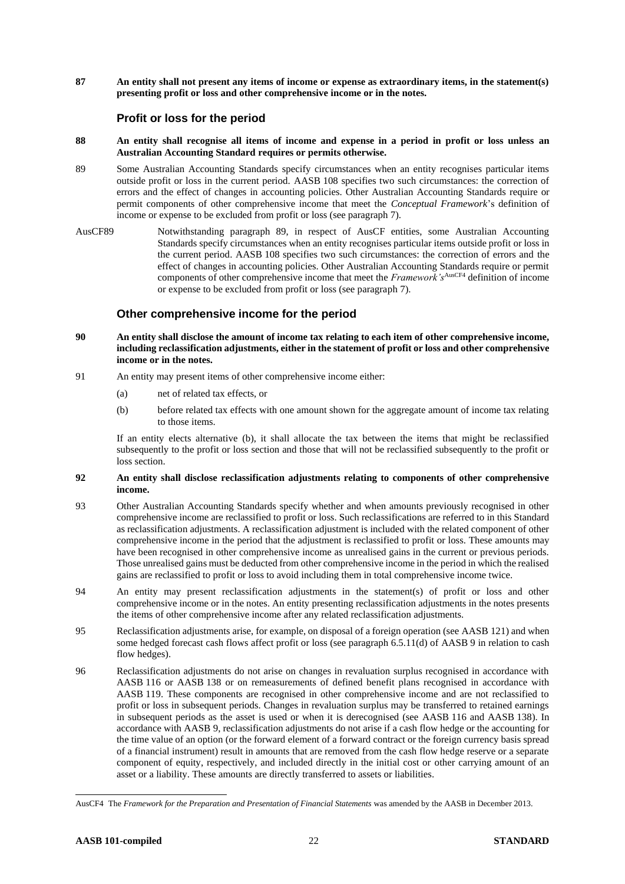**87 An entity shall not present any items of income or expense as extraordinary items, in the statement(s) presenting profit or loss and other comprehensive income or in the notes.**

## Profit or loss for the period

**88 An entity shall recognise all items of income and expense in a period in profit or loss unless an Australian Accounting Standard requires or permits otherwise.**

89 Some Australian Accounting Standards specify circumstances when an entity recognises particular items outside profit or loss in the current period. AASB 108 specifies two such circumstances: the correction of errors and the effect of changes in accounting policies. Other Australian Accounting Standards require or permit components of other comprehensive income that meet the *Conceptual Framework*'s definition of income or expense to be excluded from profit or loss (see paragraph 7).

AusCF89 Notwithstanding paragraph 89, in respect of AusCF entities, some Australian Accounting Standards specify circumstances when an entity recognises particular items outside profit or loss in the current period. AASB 108 specifies two such circumstances: the correction of errors and the effect of changes in accounting policies. Other Australian Accounting Standards require or permit components of other comprehensive income that meet the *Framework's*[AusCF4] definition of income or expense to be excluded from profit or loss (see paragraph 7).

## Other comprehensive income for the period

**90 An entity shall disclose the amount of income tax relating to each item of other comprehensive income, including reclassification adjustments, either in the statement of profit or loss and other comprehensive income or in the notes.**

91 An entity may present items of other comprehensive income either:

(a) net of related tax effects, or

(b) before related tax effects with one amount shown for the aggregate amount of income tax relating to those items.

If an entity elects alternative (b), it shall allocate the tax between the items that might be reclassified subsequently to the profit or loss section and those that will not be reclassified subsequently to the profit or loss section.

**92 An entity shall disclose reclassification adjustments relating to components of other comprehensive income.**

93 Other Australian Accounting Standards specify whether and when amounts previously recognised in other comprehensive income are reclassified to profit or loss. Such reclassifications are referred to in this Standard as reclassification adjustments. A reclassification adjustment is included with the related component of other comprehensive income in the period that the adjustment is reclassified to profit or loss. These amounts may have been recognised in other comprehensive income as unrealised gains in the current or previous periods. Those unrealised gains must be deducted from other comprehensive income in the period in which the realised gains are reclassified to profit or loss to avoid including them in total comprehensive income twice.

94 An entity may present reclassification adjustments in the statement(s) of profit or loss and other comprehensive income or in the notes. An entity presenting reclassification adjustments in the notes presents the items of other comprehensive income after any related reclassification adjustments.

95 Reclassification adjustments arise, for example, on disposal of a foreign operation (see AASB 121) and when some hedged forecast cash flows affect profit or loss (see paragraph 6.5.11(d) of AASB 9 in relation to cash flow hedges).

96 Reclassification adjustments do not arise on changes in revaluation surplus recognised in accordance with AASB 116 or AASB 138 or on remeasurements of defined benefit plans recognised in accordance with AASB 119. These components are recognised in other comprehensive income and are not reclassified to profit or loss in subsequent periods. Changes in revaluation surplus may be transferred to retained earnings in subsequent periods as the asset is used or when it is derecognised (see AASB 116 and AASB 138). In accordance with AASB 9, reclassification adjustments do not arise if a cash flow hedge or the accounting for the time value of an option (or the forward element of a forward contract or the foreign currency basis spread of a financial instrument) result in amounts that are removed from the cash flow hedge reserve or a separate component of equity, respectively, and included directly in the initial cost or other carrying amount of an asset or a liability. These amounts are directly transferred to assets or liabilities.

---

AusCF4 The *Framework for the Preparation and Presentation of Financial Statements* was amended by the AASB in December 2013.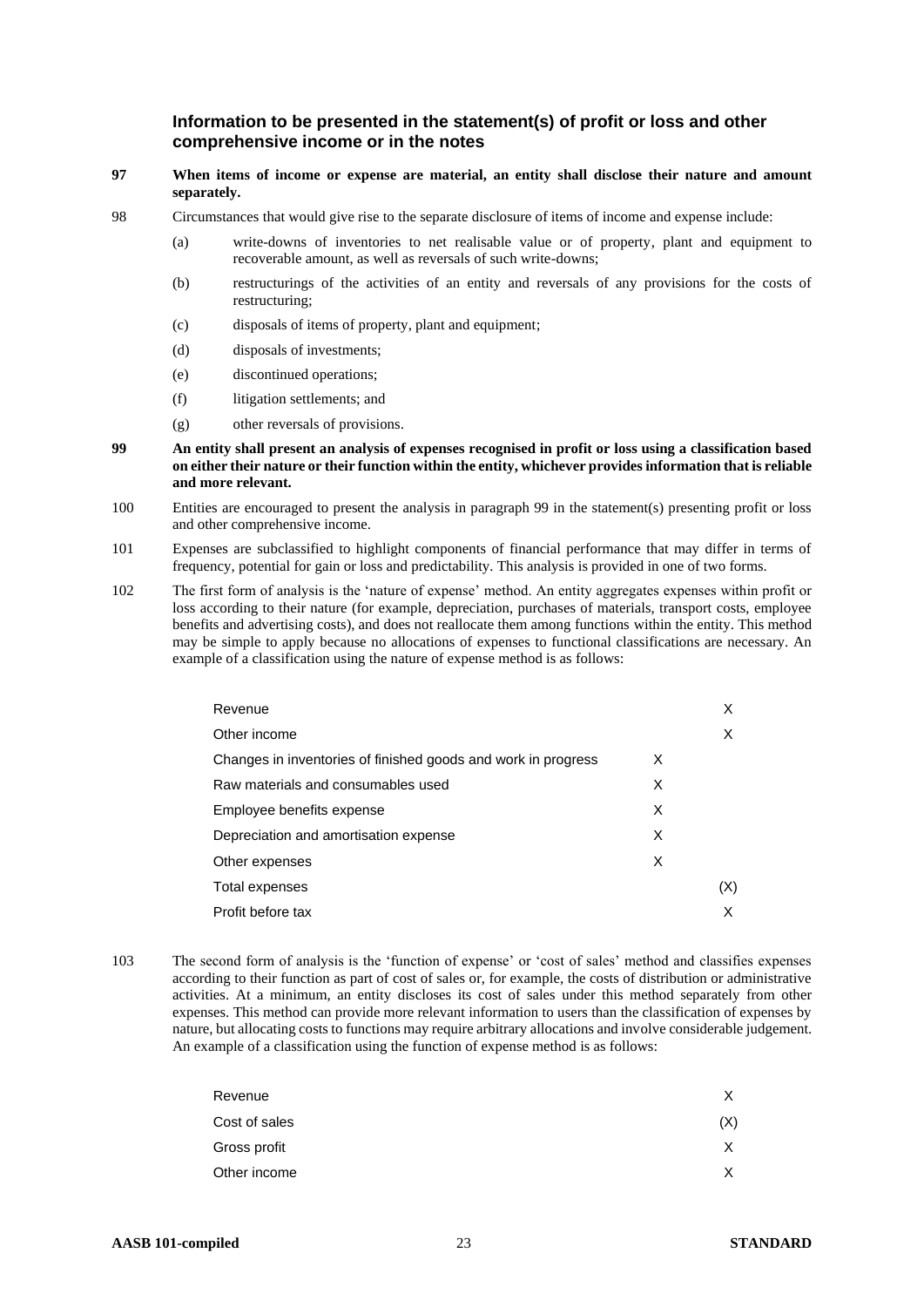### Information to be presented in the statement(s) of profit or loss and other comprehensive income or in the notes

**97 When items of income or expense are material, an entity shall disclose their nature and amount separately.**

98 Circumstances that would give rise to the separate disclosure of items of income and expense include:

(a) write-downs of inventories to net realisable value or of property, plant and equipment to recoverable amount, as well as reversals of such write-downs;

(b) restructurings of the activities of an entity and reversals of any provisions for the costs of restructuring;

(c) disposals of items of property, plant and equipment;

(d) disposals of investments;

(e) discontinued operations;

(f) litigation settlements; and

(g) other reversals of provisions.

**99 An entity shall present an analysis of expenses recognised in profit or loss using a classification based on either their nature or their function within the entity, whichever provides information that is reliable and more relevant.**

100 Entities are encouraged to present the analysis in paragraph 99 in the statement(s) presenting profit or loss and other comprehensive income.

101 Expenses are subclassified to highlight components of financial performance that may differ in terms of frequency, potential for gain or loss and predictability. This analysis is provided in one of two forms.

102 The first form of analysis is the 'nature of expense' method. An entity aggregates expenses within profit or loss according to their nature (for example, depreciation, purchases of materials, transport costs, employee benefits and advertising costs), and does not reallocate them among functions within the entity. This method may be simple to apply because no allocations of expenses to functional classifications are necessary. An example of a classification using the nature of expense method is as follows:

| | | |
|---|---|---|
| Revenue | | X |
| Other income | | X |
| Changes in inventories of finished goods and work in progress | X | |
| Raw materials and consumables used | X | |
| Employee benefits expense | X | |
| Depreciation and amortisation expense | X | |
| Other expenses | X | |
| Total expenses | | (X) |
| Profit before tax | | X |

103 The second form of analysis is the 'function of expense' or 'cost of sales' method and classifies expenses according to their function as part of cost of sales or, for example, the costs of distribution or administrative activities. At a minimum, an entity discloses its cost of sales under this method separately from other expenses. This method can provide more relevant information to users than the classification of expenses by nature, but allocating costs to functions may require arbitrary allocations and involve considerable judgement. An example of a classification using the function of expense method is as follows:

| | |
|---|---|
| Revenue | X |
| Cost of sales | (X) |
| Gross profit | X |
| Other income | X |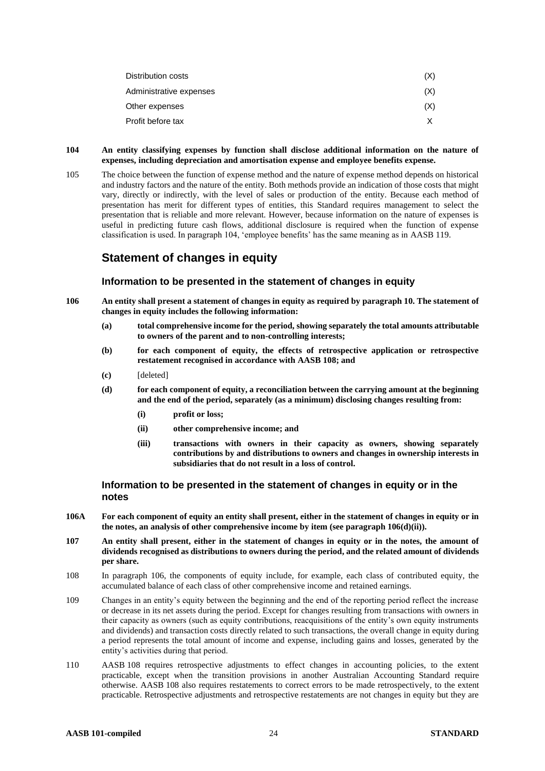| | |
|---|---|
| Distribution costs | (X) |
| Administrative expenses | (X) |
| Other expenses | (X) |
| Profit before tax | X |

**104 An entity classifying expenses by function shall disclose additional information on the nature of expenses, including depreciation and amortisation expense and employee benefits expense.**

105 The choice between the function of expense method and the nature of expense method depends on historical and industry factors and the nature of the entity. Both methods provide an indication of those costs that might vary, directly or indirectly, with the level of sales or production of the entity. Because each method of presentation has merit for different types of entities, this Standard requires management to select the presentation that is reliable and more relevant. However, because information on the nature of expenses is useful in predicting future cash flows, additional disclosure is required when the function of expense classification is used. In paragraph 104, 'employee benefits' has the same meaning as in AASB 119.

## Statement of changes in equity

### Information to be presented in the statement of changes in equity

**106 An entity shall present a statement of changes in equity as required by paragraph 10. The statement of changes in equity includes the following information:**

- **(a) total comprehensive income for the period, showing separately the total amounts attributable to owners of the parent and to non-controlling interests;**
- **(b) for each component of equity, the effects of retrospective application or retrospective restatement recognised in accordance with AASB 108; and**
- **(c)** [deleted]
- **(d) for each component of equity, a reconciliation between the carrying amount at the beginning and the end of the period, separately (as a minimum) disclosing changes resulting from:**
  - **(i) profit or loss;**
  - **(ii) other comprehensive income; and**
  - **(iii) transactions with owners in their capacity as owners, showing separately contributions by and distributions to owners and changes in ownership interests in subsidiaries that do not result in a loss of control.**

### Information to be presented in the statement of changes in equity or in the notes

**106A For each component of equity an entity shall present, either in the statement of changes in equity or in the notes, an analysis of other comprehensive income by item (see paragraph 106(d)(ii)).**

**107 An entity shall present, either in the statement of changes in equity or in the notes, the amount of dividends recognised as distributions to owners during the period, and the related amount of dividends per share.**

108 In paragraph 106, the components of equity include, for example, each class of contributed equity, the accumulated balance of each class of other comprehensive income and retained earnings.

109 Changes in an entity's equity between the beginning and the end of the reporting period reflect the increase or decrease in its net assets during the period. Except for changes resulting from transactions with owners in their capacity as owners (such as equity contributions, reacquisitions of the entity's own equity instruments and dividends) and transaction costs directly related to such transactions, the overall change in equity during a period represents the total amount of income and expense, including gains and losses, generated by the entity's activities during that period.

110 AASB 108 requires retrospective adjustments to effect changes in accounting policies, to the extent practicable, except when the transition provisions in another Australian Accounting Standard require otherwise. AASB 108 also requires restatements to correct errors to be made retrospectively, to the extent practicable. Retrospective adjustments and retrospective restatements are not changes in equity but they are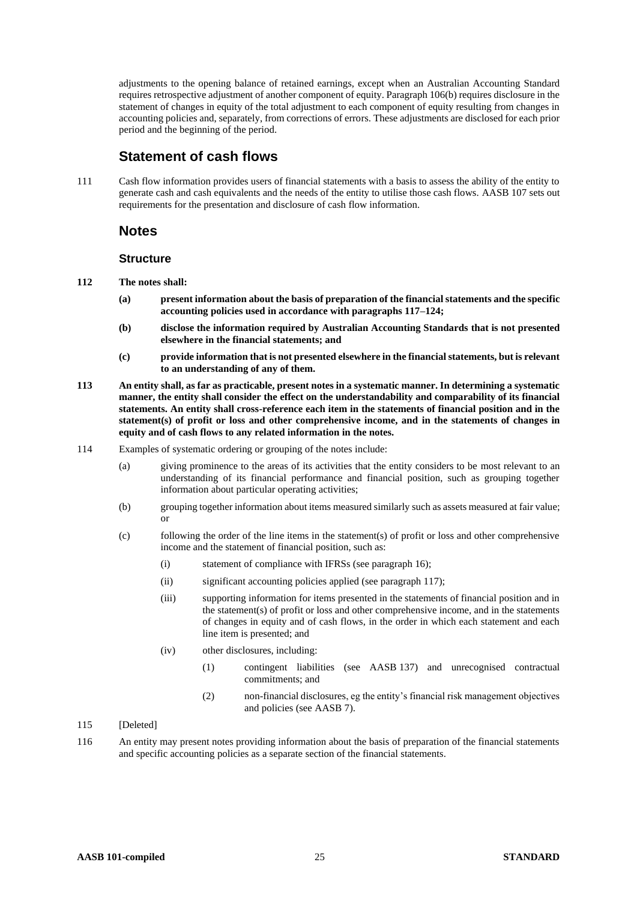adjustments to the opening balance of retained earnings, except when an Australian Accounting Standard requires retrospective adjustment of another component of equity. Paragraph 106(b) requires disclosure in the statement of changes in equity of the total adjustment to each component of equity resulting from changes in accounting policies and, separately, from corrections of errors. These adjustments are disclosed for each prior period and the beginning of the period.

## Statement of cash flows

111 Cash flow information provides users of financial statements with a basis to assess the ability of the entity to generate cash and cash equivalents and the needs of the entity to utilise those cash flows. AASB 107 sets out requirements for the presentation and disclosure of cash flow information.

## Notes

### Structure

**112 The notes shall:**

- **(a) present information about the basis of preparation of the financial statements and the specific accounting policies used in accordance with paragraphs 117–124;**
- **(b) disclose the information required by Australian Accounting Standards that is not presented elsewhere in the financial statements; and**
- **(c) provide information that is not presented elsewhere in the financial statements, but is relevant to an understanding of any of them.**

**113 An entity shall, as far as practicable, present notes in a systematic manner. In determining a systematic manner, the entity shall consider the effect on the understandability and comparability of its financial statements. An entity shall cross-reference each item in the statements of financial position and in the statement(s) of profit or loss and other comprehensive income, and in the statements of changes in equity and of cash flows to any related information in the notes.**

114 Examples of systematic ordering or grouping of the notes include:

- (a) giving prominence to the areas of its activities that the entity considers to be most relevant to an understanding of its financial performance and financial position, such as grouping together information about particular operating activities;
- (b) grouping together information about items measured similarly such as assets measured at fair value; or
- (c) following the order of the line items in the statement(s) of profit or loss and other comprehensive income and the statement of financial position, such as:
  - (i) statement of compliance with IFRSs (see paragraph 16);
  - (ii) significant accounting policies applied (see paragraph 117);
  - (iii) supporting information for items presented in the statements of financial position and in the statement(s) of profit or loss and other comprehensive income, and in the statements of changes in equity and of cash flows, in the order in which each statement and each line item is presented; and
  - (iv) other disclosures, including:
    - (1) contingent liabilities (see AASB 137) and unrecognised contractual commitments; and
    - (2) non-financial disclosures, eg the entity's financial risk management objectives and policies (see AASB 7).

115 [Deleted]

116 An entity may present notes providing information about the basis of preparation of the financial statements and specific accounting policies as a separate section of the financial statements.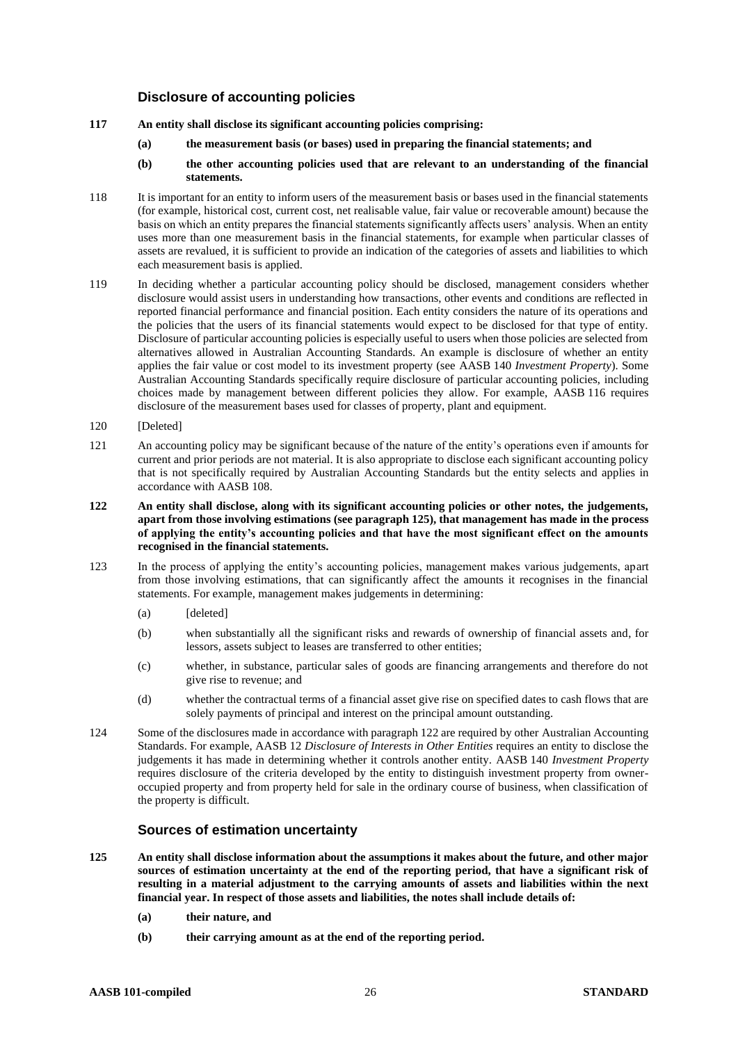## Disclosure of accounting policies

**117 An entity shall disclose its significant accounting policies comprising:**

**(a) the measurement basis (or bases) used in preparing the financial statements; and**

**(b) the other accounting policies used that are relevant to an understanding of the financial statements.**

118 It is important for an entity to inform users of the measurement basis or bases used in the financial statements (for example, historical cost, current cost, net realisable value, fair value or recoverable amount) because the basis on which an entity prepares the financial statements significantly affects users' analysis. When an entity uses more than one measurement basis in the financial statements, for example when particular classes of assets are revalued, it is sufficient to provide an indication of the categories of assets and liabilities to which each measurement basis is applied.

119 In deciding whether a particular accounting policy should be disclosed, management considers whether disclosure would assist users in understanding how transactions, other events and conditions are reflected in reported financial performance and financial position. Each entity considers the nature of its operations and the policies that the users of its financial statements would expect to be disclosed for that type of entity. Disclosure of particular accounting policies is especially useful to users when those policies are selected from alternatives allowed in Australian Accounting Standards. An example is disclosure of whether an entity applies the fair value or cost model to its investment property (see AASB 140 *Investment Property*). Some Australian Accounting Standards specifically require disclosure of particular accounting policies, including choices made by management between different policies they allow. For example, AASB 116 requires disclosure of the measurement bases used for classes of property, plant and equipment.

120 [Deleted]

121 An accounting policy may be significant because of the nature of the entity's operations even if amounts for current and prior periods are not material. It is also appropriate to disclose each significant accounting policy that is not specifically required by Australian Accounting Standards but the entity selects and applies in accordance with AASB 108.

**122 An entity shall disclose, along with its significant accounting policies or other notes, the judgements, apart from those involving estimations (see paragraph 125), that management has made in the process of applying the entity's accounting policies and that have the most significant effect on the amounts recognised in the financial statements.**

123 In the process of applying the entity's accounting policies, management makes various judgements, apart from those involving estimations, that can significantly affect the amounts it recognises in the financial statements. For example, management makes judgements in determining:

(a) [deleted]

(b) when substantially all the significant risks and rewards of ownership of financial assets and, for lessors, assets subject to leases are transferred to other entities;

(c) whether, in substance, particular sales of goods are financing arrangements and therefore do not give rise to revenue; and

(d) whether the contractual terms of a financial asset give rise on specified dates to cash flows that are solely payments of principal and interest on the principal amount outstanding.

124 Some of the disclosures made in accordance with paragraph 122 are required by other Australian Accounting Standards. For example, AASB 12 *Disclosure of Interests in Other Entities* requires an entity to disclose the judgements it has made in determining whether it controls another entity. AASB 140 *Investment Property* requires disclosure of the criteria developed by the entity to distinguish investment property from owner-occupied property and from property held for sale in the ordinary course of business, when classification of the property is difficult.

## Sources of estimation uncertainty

**125 An entity shall disclose information about the assumptions it makes about the future, and other major sources of estimation uncertainty at the end of the reporting period, that have a significant risk of resulting in a material adjustment to the carrying amounts of assets and liabilities within the next financial year. In respect of those assets and liabilities, the notes shall include details of:**

**(a) their nature, and**

**(b) their carrying amount as at the end of the reporting period.**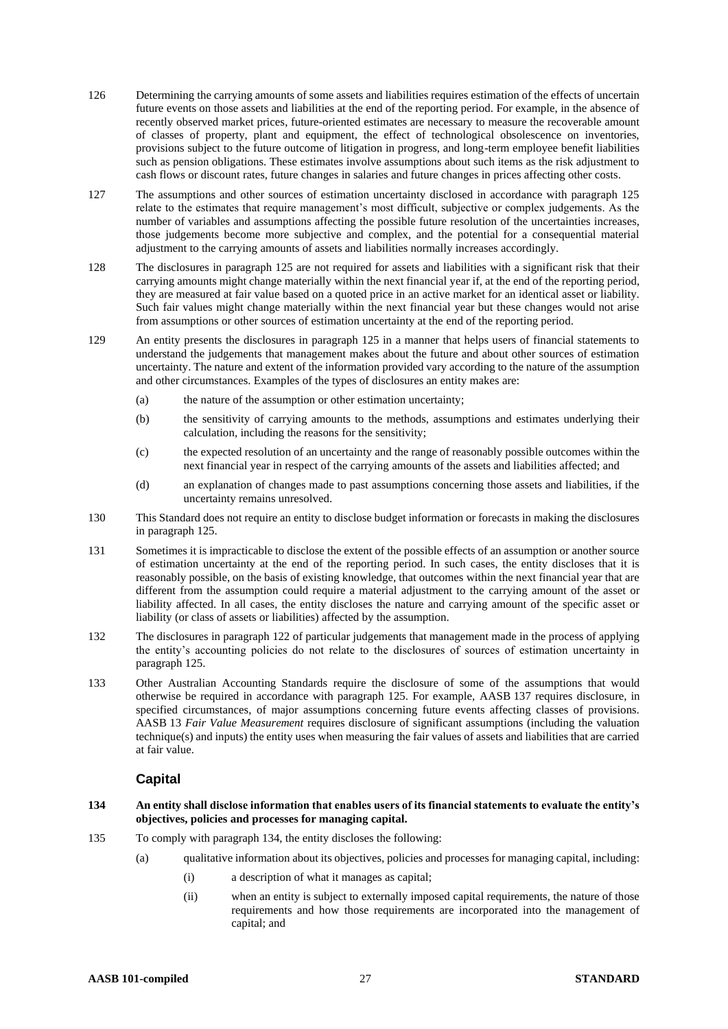126 Determining the carrying amounts of some assets and liabilities requires estimation of the effects of uncertain future events on those assets and liabilities at the end of the reporting period. For example, in the absence of recently observed market prices, future-oriented estimates are necessary to measure the recoverable amount of classes of property, plant and equipment, the effect of technological obsolescence on inventories, provisions subject to the future outcome of litigation in progress, and long-term employee benefit liabilities such as pension obligations. These estimates involve assumptions about such items as the risk adjustment to cash flows or discount rates, future changes in salaries and future changes in prices affecting other costs.

127 The assumptions and other sources of estimation uncertainty disclosed in accordance with paragraph 125 relate to the estimates that require management's most difficult, subjective or complex judgements. As the number of variables and assumptions affecting the possible future resolution of the uncertainties increases, those judgements become more subjective and complex, and the potential for a consequential material adjustment to the carrying amounts of assets and liabilities normally increases accordingly.

128 The disclosures in paragraph 125 are not required for assets and liabilities with a significant risk that their carrying amounts might change materially within the next financial year if, at the end of the reporting period, they are measured at fair value based on a quoted price in an active market for an identical asset or liability. Such fair values might change materially within the next financial year but these changes would not arise from assumptions or other sources of estimation uncertainty at the end of the reporting period.

129 An entity presents the disclosures in paragraph 125 in a manner that helps users of financial statements to understand the judgements that management makes about the future and about other sources of estimation uncertainty. The nature and extent of the information provided vary according to the nature of the assumption and other circumstances. Examples of the types of disclosures an entity makes are:

(a) the nature of the assumption or other estimation uncertainty;

(b) the sensitivity of carrying amounts to the methods, assumptions and estimates underlying their calculation, including the reasons for the sensitivity;

(c) the expected resolution of an uncertainty and the range of reasonably possible outcomes within the next financial year in respect of the carrying amounts of the assets and liabilities affected; and

(d) an explanation of changes made to past assumptions concerning those assets and liabilities, if the uncertainty remains unresolved.

130 This Standard does not require an entity to disclose budget information or forecasts in making the disclosures in paragraph 125.

131 Sometimes it is impracticable to disclose the extent of the possible effects of an assumption or another source of estimation uncertainty at the end of the reporting period. In such cases, the entity discloses that it is reasonably possible, on the basis of existing knowledge, that outcomes within the next financial year that are different from the assumption could require a material adjustment to the carrying amount of the asset or liability affected. In all cases, the entity discloses the nature and carrying amount of the specific asset or liability (or class of assets or liabilities) affected by the assumption.

132 The disclosures in paragraph 122 of particular judgements that management made in the process of applying the entity's accounting policies do not relate to the disclosures of sources of estimation uncertainty in paragraph 125.

133 Other Australian Accounting Standards require the disclosure of some of the assumptions that would otherwise be required in accordance with paragraph 125. For example, AASB 137 requires disclosure, in specified circumstances, of major assumptions concerning future events affecting classes of provisions. AASB 13 *Fair Value Measurement* requires disclosure of significant assumptions (including the valuation technique(s) and inputs) the entity uses when measuring the fair values of assets and liabilities that are carried at fair value.

## Capital

**134 An entity shall disclose information that enables users of its financial statements to evaluate the entity's objectives, policies and processes for managing capital.**

135 To comply with paragraph 134, the entity discloses the following:

(a) qualitative information about its objectives, policies and processes for managing capital, including:

(i) a description of what it manages as capital;

(ii) when an entity is subject to externally imposed capital requirements, the nature of those requirements and how those requirements are incorporated into the management of capital; and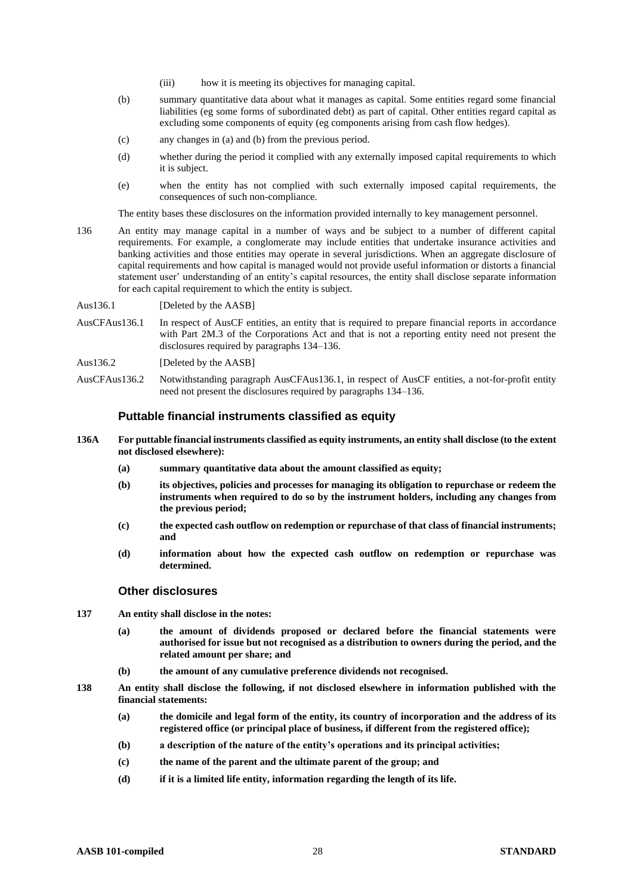(iii) how it is meeting its objectives for managing capital.

(b) summary quantitative data about what it manages as capital. Some entities regard some financial liabilities (eg some forms of subordinated debt) as part of capital. Other entities regard capital as excluding some components of equity (eg components arising from cash flow hedges).

(c) any changes in (a) and (b) from the previous period.

(d) whether during the period it complied with any externally imposed capital requirements to which it is subject.

(e) when the entity has not complied with such externally imposed capital requirements, the consequences of such non-compliance.

The entity bases these disclosures on the information provided internally to key management personnel.

136 An entity may manage capital in a number of ways and be subject to a number of different capital requirements. For example, a conglomerate may include entities that undertake insurance activities and banking activities and those entities may operate in several jurisdictions. When an aggregate disclosure of capital requirements and how capital is managed would not provide useful information or distorts a financial statement user' understanding of an entity's capital resources, the entity shall disclose separate information for each capital requirement to which the entity is subject.

Aus136.1 [Deleted by the AASB]

AusCFAus136.1 In respect of AusCF entities, an entity that is required to prepare financial reports in accordance with Part 2M.3 of the Corporations Act and that is not a reporting entity need not present the disclosures required by paragraphs 134–136.

Aus136.2 [Deleted by the AASB]

AusCFAus136.2 Notwithstanding paragraph AusCFAus136.1, in respect of AusCF entities, a not-for-profit entity need not present the disclosures required by paragraphs 134–136.

### Puttable financial instruments classified as equity

**136A For puttable financial instruments classified as equity instruments, an entity shall disclose (to the extent not disclosed elsewhere):**

**(a) summary quantitative data about the amount classified as equity;**

**(b) its objectives, policies and processes for managing its obligation to repurchase or redeem the instruments when required to do so by the instrument holders, including any changes from the previous period;**

**(c) the expected cash outflow on redemption or repurchase of that class of financial instruments; and**

**(d) information about how the expected cash outflow on redemption or repurchase was determined.**

### Other disclosures

**137 An entity shall disclose in the notes:**

**(a) the amount of dividends proposed or declared before the financial statements were authorised for issue but not recognised as a distribution to owners during the period, and the related amount per share; and**

**(b) the amount of any cumulative preference dividends not recognised.**

**138 An entity shall disclose the following, if not disclosed elsewhere in information published with the financial statements:**

**(a) the domicile and legal form of the entity, its country of incorporation and the address of its registered office (or principal place of business, if different from the registered office);**

**(b) a description of the nature of the entity's operations and its principal activities;**

**(c) the name of the parent and the ultimate parent of the group; and**

**(d) if it is a limited life entity, information regarding the length of its life.**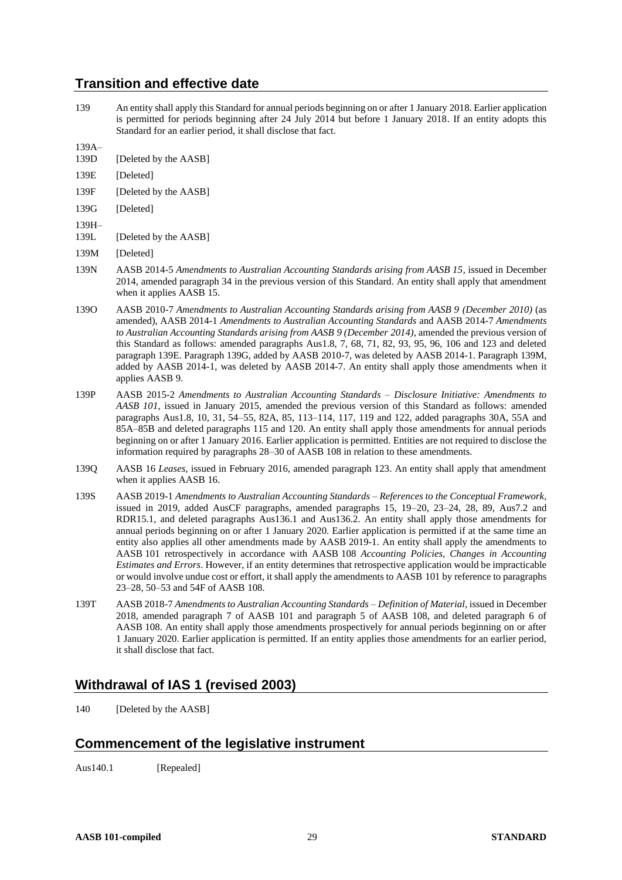## Transition and effective date

139 An entity shall apply this Standard for annual periods beginning on or after 1 January 2018. Earlier application is permitted for periods beginning after 24 July 2014 but before 1 January 2018. If an entity adopts this Standard for an earlier period, it shall disclose that fact.

139A–139D [Deleted by the AASB]

139E [Deleted]

139F [Deleted by the AASB]

139G [Deleted]

139H–139L [Deleted by the AASB]

139M [Deleted]

139N AASB 2014-5 *Amendments to Australian Accounting Standards arising from AASB 15*, issued in December 2014, amended paragraph 34 in the previous version of this Standard. An entity shall apply that amendment when it applies AASB 15.

139O AASB 2010-7 *Amendments to Australian Accounting Standards arising from AASB 9 (December 2010)* (as amended), AASB 2014-1 *Amendments to Australian Accounting Standards* and AASB 2014-7 *Amendments to Australian Accounting Standards arising from AASB 9 (December 2014)*, amended the previous version of this Standard as follows: amended paragraphs Aus1.8, 7, 68, 71, 82, 93, 95, 96, 106 and 123 and deleted paragraph 139E. Paragraph 139G, added by AASB 2010-7, was deleted by AASB 2014-1. Paragraph 139M, added by AASB 2014-1, was deleted by AASB 2014-7. An entity shall apply those amendments when it applies AASB 9.

139P AASB 2015-2 *Amendments to Australian Accounting Standards – Disclosure Initiative: Amendments to AASB 101*, issued in January 2015, amended the previous version of this Standard as follows: amended paragraphs Aus1.8, 10, 31, 54–55, 82A, 85, 113–114, 117, 119 and 122, added paragraphs 30A, 55A and 85A–85B and deleted paragraphs 115 and 120. An entity shall apply those amendments for annual periods beginning on or after 1 January 2016. Earlier application is permitted. Entities are not required to disclose the information required by paragraphs 28–30 of AASB 108 in relation to these amendments.

139Q AASB 16 *Leases*, issued in February 2016, amended paragraph 123. An entity shall apply that amendment when it applies AASB 16.

139S AASB 2019-1 *Amendments to Australian Accounting Standards – References to the Conceptual Framework*, issued in 2019, added AusCF paragraphs, amended paragraphs 15, 19–20, 23–24, 28, 89, Aus7.2 and RDR15.1, and deleted paragraphs Aus136.1 and Aus136.2. An entity shall apply those amendments for annual periods beginning on or after 1 January 2020. Earlier application is permitted if at the same time an entity also applies all other amendments made by AASB 2019-1. An entity shall apply the amendments to AASB 101 retrospectively in accordance with AASB 108 *Accounting Policies, Changes in Accounting Estimates and Errors*. However, if an entity determines that retrospective application would be impracticable or would involve undue cost or effort, it shall apply the amendments to AASB 101 by reference to paragraphs 23–28, 50–53 and 54F of AASB 108.

139T AASB 2018-7 *Amendments to Australian Accounting Standards – Definition of Material*, issued in December 2018, amended paragraph 7 of AASB 101 and paragraph 5 of AASB 108, and deleted paragraph 6 of AASB 108. An entity shall apply those amendments prospectively for annual periods beginning on or after 1 January 2020. Earlier application is permitted. If an entity applies those amendments for an earlier period, it shall disclose that fact.

## Withdrawal of IAS 1 (revised 2003)

140 [Deleted by the AASB]

## Commencement of the legislative instrument

Aus140.1 [Repealed]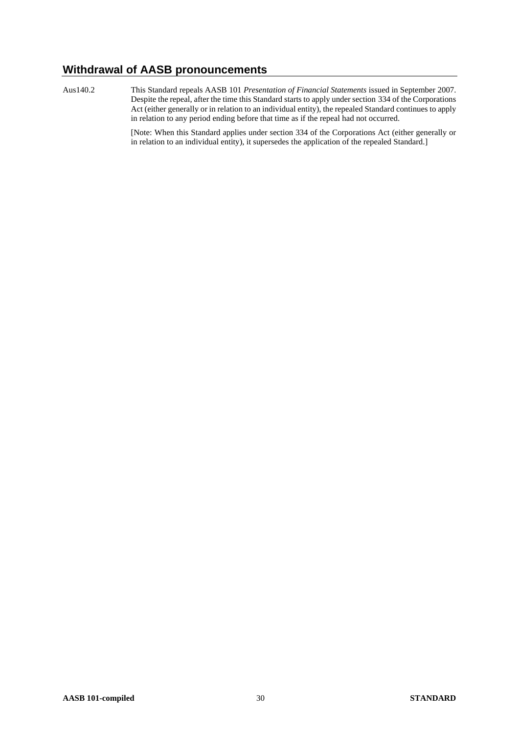## Withdrawal of AASB pronouncements

Aus140.2 This Standard repeals AASB 101 *Presentation of Financial Statements* issued in September 2007. Despite the repeal, after the time this Standard starts to apply under section 334 of the Corporations Act (either generally or in relation to an individual entity), the repealed Standard continues to apply in relation to any period ending before that time as if the repeal had not occurred.

[Note: When this Standard applies under section 334 of the Corporations Act (either generally or in relation to an individual entity), it supersedes the application of the repealed Standard.]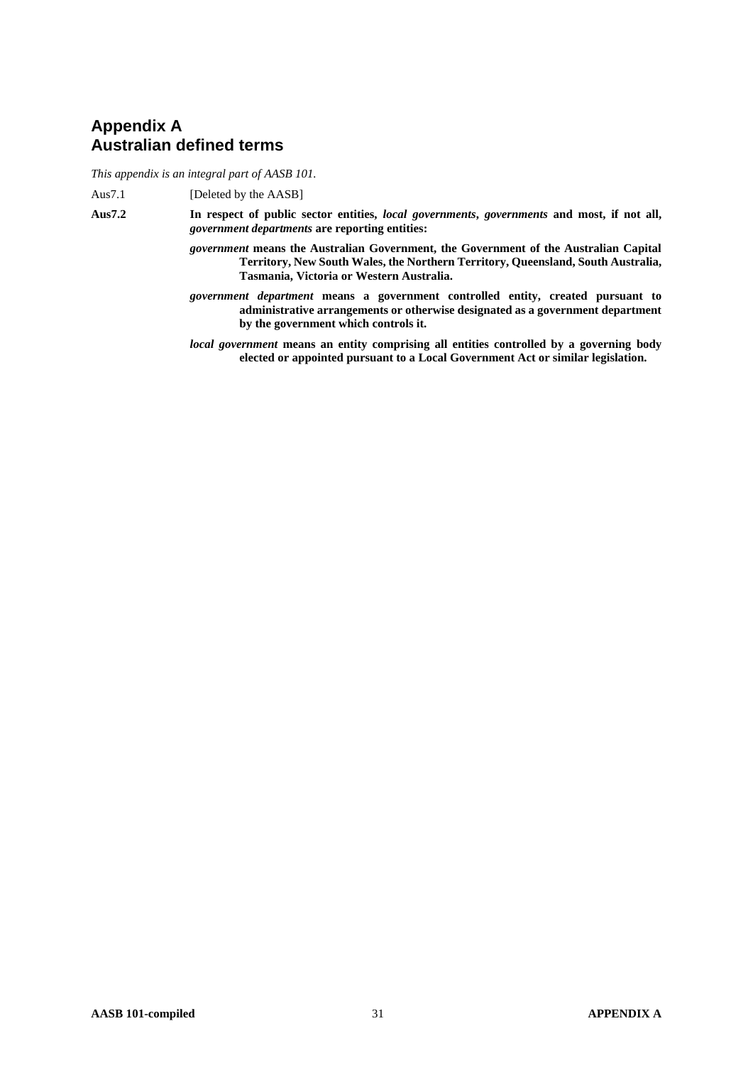# Appendix A
# Australian defined terms

*This appendix is an integral part of AASB 101.*

Aus7.1 [Deleted by the AASB]

**Aus7.2 In respect of public sector entities, *local governments*, *governments* and most, if not all, *government departments* are reporting entities:**

***government* means the Australian Government, the Government of the Australian Capital Territory, New South Wales, the Northern Territory, Queensland, South Australia, Tasmania, Victoria or Western Australia.**

***government department* means a government controlled entity, created pursuant to administrative arrangements or otherwise designated as a government department by the government which controls it.**

***local government* means an entity comprising all entities controlled by a governing body elected or appointed pursuant to a Local Government Act or similar legislation.**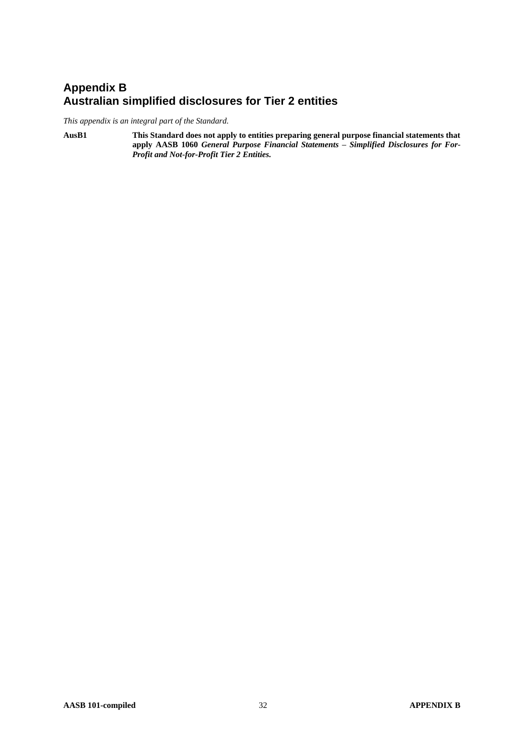# Appendix B
# Australian simplified disclosures for Tier 2 entities

*This appendix is an integral part of the Standard.*

**AusB1** **This Standard does not apply to entities preparing general purpose financial statements that apply AASB 1060** ***General Purpose Financial Statements – Simplified Disclosures for For-Profit and Not-for-Profit Tier 2 Entities.***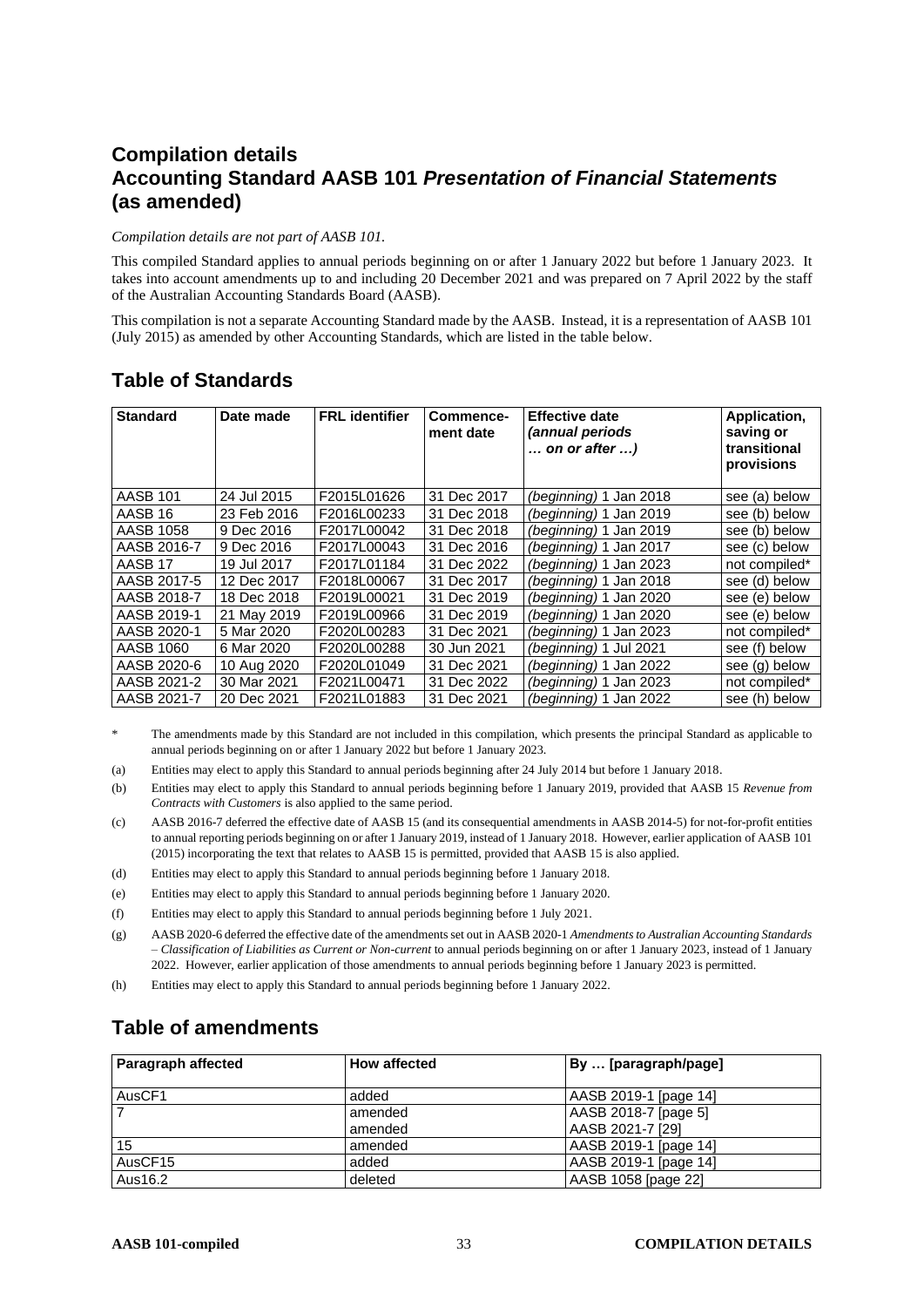# Compilation details
# Accounting Standard AASB 101 *Presentation of Financial Statements* (as amended)

*Compilation details are not part of AASB 101.*

This compiled Standard applies to annual periods beginning on or after 1 January 2022 but before 1 January 2023. It takes into account amendments up to and including 20 December 2021 and was prepared on 7 April 2022 by the staff of the Australian Accounting Standards Board (AASB).

This compilation is not a separate Accounting Standard made by the AASB. Instead, it is a representation of AASB 101 (July 2015) as amended by other Accounting Standards, which are listed in the table below.

## Table of Standards

| Standard | Date made | FRL identifier | Commence-ment date | Effective date *(annual periods … on or after …)* | Application, saving or transitional provisions |
|---|---|---|---|---|---|
| AASB 101 | 24 Jul 2015 | F2015L01626 | 31 Dec 2017 | *(beginning)* 1 Jan 2018 | see (a) below |
| AASB 16 | 23 Feb 2016 | F2016L00233 | 31 Dec 2018 | *(beginning)* 1 Jan 2019 | see (b) below |
| AASB 1058 | 9 Dec 2016 | F2017L00042 | 31 Dec 2018 | *(beginning)* 1 Jan 2019 | see (b) below |
| AASB 2016-7 | 9 Dec 2016 | F2017L00043 | 31 Dec 2016 | *(beginning)* 1 Jan 2017 | see (c) below |
| AASB 17 | 19 Jul 2017 | F2017L01184 | 31 Dec 2022 | *(beginning)* 1 Jan 2023 | not compiled* |
| AASB 2017-5 | 12 Dec 2017 | F2018L00067 | 31 Dec 2017 | *(beginning)* 1 Jan 2018 | see (d) below |
| AASB 2018-7 | 18 Dec 2018 | F2019L00021 | 31 Dec 2019 | *(beginning)* 1 Jan 2020 | see (e) below |
| AASB 2019-1 | 21 May 2019 | F2019L00966 | 31 Dec 2019 | *(beginning)* 1 Jan 2020 | see (e) below |
| AASB 2020-1 | 5 Mar 2020 | F2020L00283 | 31 Dec 2021 | *(beginning)* 1 Jan 2023 | not compiled* |
| AASB 1060 | 6 Mar 2020 | F2020L00288 | 30 Jun 2021 | *(beginning)* 1 Jul 2021 | see (f) below |
| AASB 2020-6 | 10 Aug 2020 | F2020L01049 | 31 Dec 2021 | *(beginning)* 1 Jan 2022 | see (g) below |
| AASB 2021-2 | 30 Mar 2021 | F2021L00471 | 31 Dec 2022 | *(beginning)* 1 Jan 2023 | not compiled* |
| AASB 2021-7 | 20 Dec 2021 | F2021L01883 | 31 Dec 2021 | *(beginning)* 1 Jan 2022 | see (h) below |

\* The amendments made by this Standard are not included in this compilation, which presents the principal Standard as applicable to annual periods beginning on or after 1 January 2022 but before 1 January 2023.

(a) Entities may elect to apply this Standard to annual periods beginning after 24 July 2014 but before 1 January 2018.

(b) Entities may elect to apply this Standard to annual periods beginning before 1 January 2019, provided that AASB 15 *Revenue from Contracts with Customers* is also applied to the same period.

(c) AASB 2016-7 deferred the effective date of AASB 15 (and its consequential amendments in AASB 2014-5) for not-for-profit entities to annual reporting periods beginning on or after 1 January 2019, instead of 1 January 2018. However, earlier application of AASB 101 (2015) incorporating the text that relates to AASB 15 is permitted, provided that AASB 15 is also applied.

(d) Entities may elect to apply this Standard to annual periods beginning before 1 January 2018.

(e) Entities may elect to apply this Standard to annual periods beginning before 1 January 2020.

(f) Entities may elect to apply this Standard to annual periods beginning before 1 July 2021.

(g) AASB 2020-6 deferred the effective date of the amendments set out in AASB 2020-1 *Amendments to Australian Accounting Standards – Classification of Liabilities as Current or Non-current* to annual periods beginning on or after 1 January 2023, instead of 1 January 2022. However, earlier application of those amendments to annual periods beginning before 1 January 2023 is permitted.

(h) Entities may elect to apply this Standard to annual periods beginning before 1 January 2022.

## Table of amendments

| Paragraph affected | How affected | By … [paragraph/page] |
|---|---|---|
| AusCF1 | added | AASB 2019-1 [page 14] |
| 7 | amended<br>amended | AASB 2018-7 [page 5]<br>AASB 2021-7 [29] |
| 15 | amended | AASB 2019-1 [page 14] |
| AusCF15 | added | AASB 2019-1 [page 14] |
| Aus16.2 | deleted | AASB 1058 [page 22] |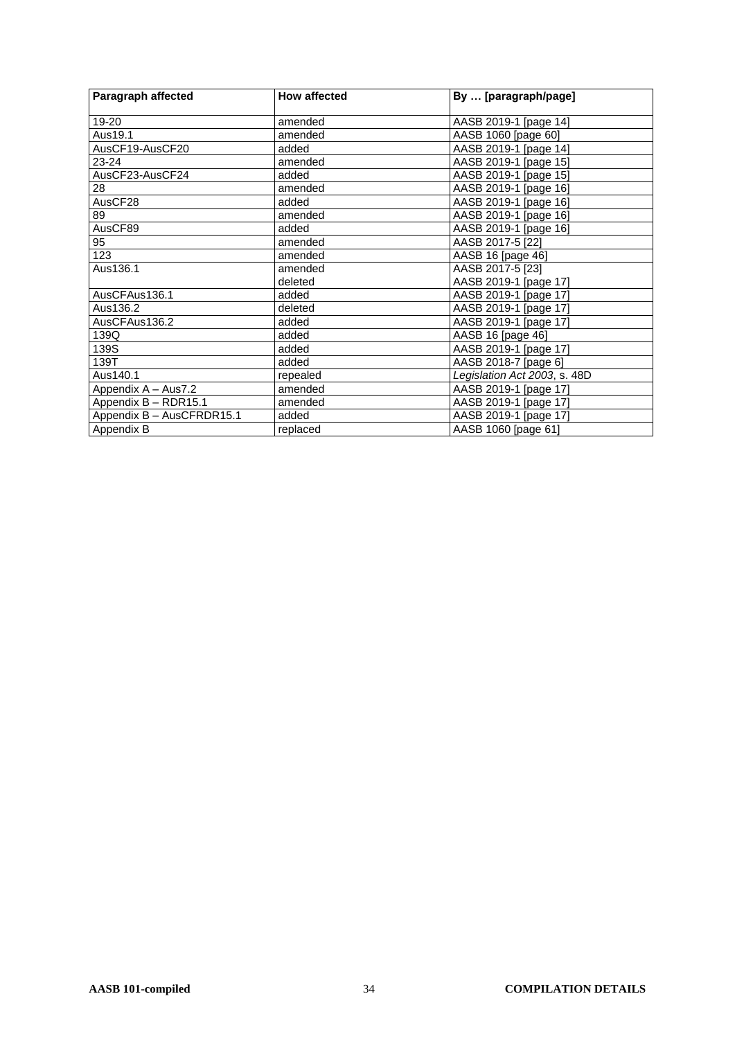| Paragraph affected | How affected | By … [paragraph/page] |
|---|---|---|
| 19-20 | amended | AASB 2019-1 [page 14] |
| Aus19.1 | amended | AASB 1060 [page 60] |
| AusCF19-AusCF20 | added | AASB 2019-1 [page 14] |
| 23-24 | amended | AASB 2019-1 [page 15] |
| AusCF23-AusCF24 | added | AASB 2019-1 [page 15] |
| 28 | amended | AASB 2019-1 [page 16] |
| AusCF28 | added | AASB 2019-1 [page 16] |
| 89 | amended | AASB 2019-1 [page 16] |
| AusCF89 | added | AASB 2019-1 [page 16] |
| 95 | amended | AASB 2017-5 [22] |
| 123 | amended | AASB 16 [page 46] |
| Aus136.1 | amended<br>deleted | AASB 2017-5 [23]<br>AASB 2019-1 [page 17] |
| AusCFAus136.1 | added | AASB 2019-1 [page 17] |
| Aus136.2 | deleted | AASB 2019-1 [page 17] |
| AusCFAus136.2 | added | AASB 2019-1 [page 17] |
| 139Q | added | AASB 16 [page 46] |
| 139S | added | AASB 2019-1 [page 17] |
| 139T | added | AASB 2018-7 [page 6] |
| Aus140.1 | repealed | *Legislation Act 2003*, s. 48D |
| Appendix A – Aus7.2 | amended | AASB 2019-1 [page 17] |
| Appendix B – RDR15.1 | amended | AASB 2019-1 [page 17] |
| Appendix B – AusCFRDR15.1 | added | AASB 2019-1 [page 17] |
| Appendix B | replaced | AASB 1060 [page 61] |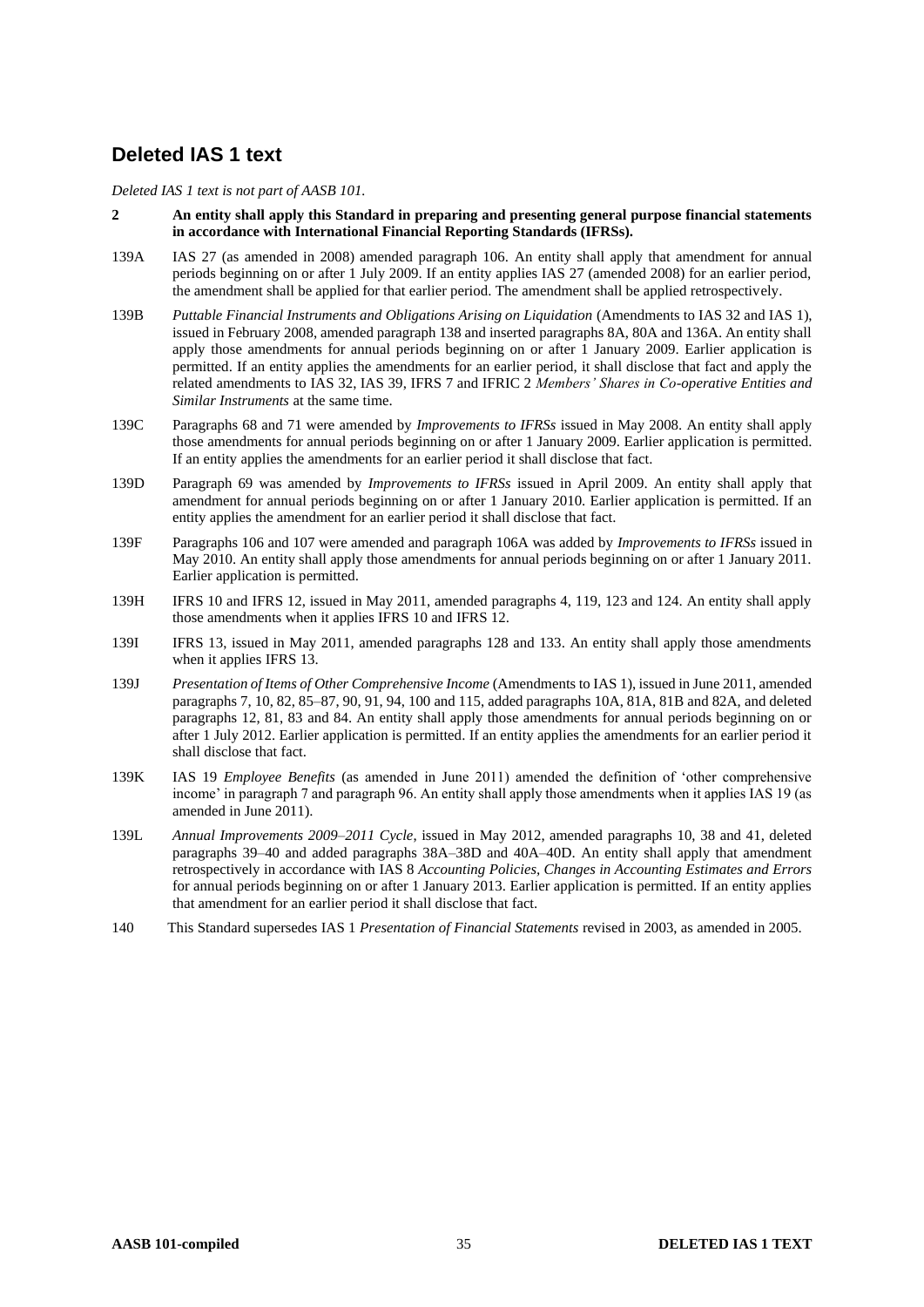## Deleted IAS 1 text

*Deleted IAS 1 text is not part of AASB 101.*

**2** **An entity shall apply this Standard in preparing and presenting general purpose financial statements in accordance with International Financial Reporting Standards (IFRSs).**

139A IAS 27 (as amended in 2008) amended paragraph 106. An entity shall apply that amendment for annual periods beginning on or after 1 July 2009. If an entity applies IAS 27 (amended 2008) for an earlier period, the amendment shall be applied for that earlier period. The amendment shall be applied retrospectively.

139B *Puttable Financial Instruments and Obligations Arising on Liquidation* (Amendments to IAS 32 and IAS 1), issued in February 2008, amended paragraph 138 and inserted paragraphs 8A, 80A and 136A. An entity shall apply those amendments for annual periods beginning on or after 1 January 2009. Earlier application is permitted. If an entity applies the amendments for an earlier period, it shall disclose that fact and apply the related amendments to IAS 32, IAS 39, IFRS 7 and IFRIC 2 *Members' Shares in Co-operative Entities and Similar Instruments* at the same time.

139C Paragraphs 68 and 71 were amended by *Improvements to IFRSs* issued in May 2008. An entity shall apply those amendments for annual periods beginning on or after 1 January 2009. Earlier application is permitted. If an entity applies the amendments for an earlier period it shall disclose that fact.

139D Paragraph 69 was amended by *Improvements to IFRSs* issued in April 2009. An entity shall apply that amendment for annual periods beginning on or after 1 January 2010. Earlier application is permitted. If an entity applies the amendment for an earlier period it shall disclose that fact.

139F Paragraphs 106 and 107 were amended and paragraph 106A was added by *Improvements to IFRSs* issued in May 2010. An entity shall apply those amendments for annual periods beginning on or after 1 January 2011. Earlier application is permitted.

139H IFRS 10 and IFRS 12, issued in May 2011, amended paragraphs 4, 119, 123 and 124. An entity shall apply those amendments when it applies IFRS 10 and IFRS 12.

139I IFRS 13, issued in May 2011, amended paragraphs 128 and 133. An entity shall apply those amendments when it applies IFRS 13.

139J *Presentation of Items of Other Comprehensive Income* (Amendments to IAS 1), issued in June 2011, amended paragraphs 7, 10, 82, 85–87, 90, 91, 94, 100 and 115, added paragraphs 10A, 81A, 81B and 82A, and deleted paragraphs 12, 81, 83 and 84. An entity shall apply those amendments for annual periods beginning on or after 1 July 2012. Earlier application is permitted. If an entity applies the amendments for an earlier period it shall disclose that fact.

139K IAS 19 *Employee Benefits* (as amended in June 2011) amended the definition of 'other comprehensive income' in paragraph 7 and paragraph 96. An entity shall apply those amendments when it applies IAS 19 (as amended in June 2011).

139L *Annual Improvements 2009–2011 Cycle*, issued in May 2012, amended paragraphs 10, 38 and 41, deleted paragraphs 39–40 and added paragraphs 38A–38D and 40A–40D. An entity shall apply that amendment retrospectively in accordance with IAS 8 *Accounting Policies, Changes in Accounting Estimates and Errors* for annual periods beginning on or after 1 January 2013. Earlier application is permitted. If an entity applies that amendment for an earlier period it shall disclose that fact.

140 This Standard supersedes IAS 1 *Presentation of Financial Statements* revised in 2003, as amended in 2005.